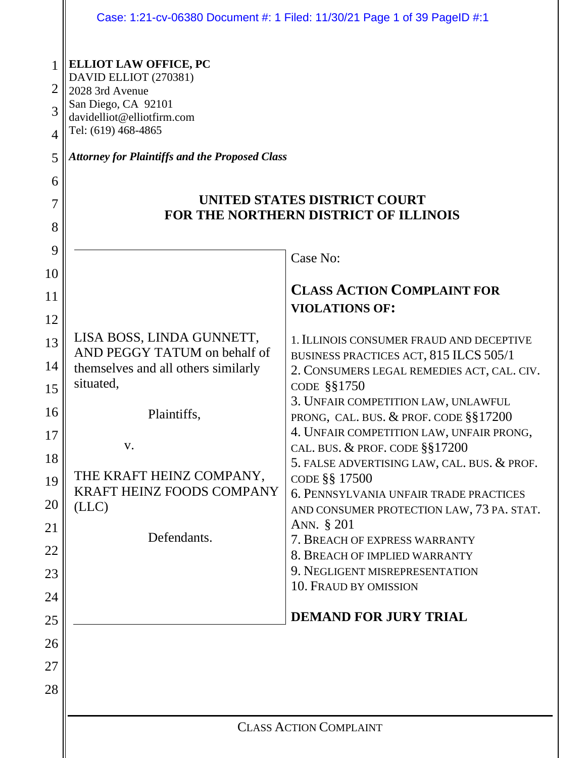**ELLIOT LAW OFFICE, PC**
DAVID ELLIOT (270381)
2028 3rd Avenue
San Diego, CA 92101
davidelliot@elliotfirm.com
Tel: (619) 468-4865

***Attorney for Plaintiffs and the Proposed Class***

**UNITED STATES DISTRICT COURT**
**FOR THE NORTHERN DISTRICT OF ILLINOIS**

LISA BOSS, LINDA GUNNETT, AND PEGGY TATUM on behalf of themselves and all others similarly situated,

Plaintiffs,

v.

THE KRAFT HEINZ COMPANY, KRAFT HEINZ FOODS COMPANY (LLC)

Defendants.

Case No:

**CLASS ACTION COMPLAINT FOR VIOLATIONS OF:**

1. ILLINOIS CONSUMER FRAUD AND DECEPTIVE BUSINESS PRACTICES ACT, 815 ILCS 505/1
2. CONSUMERS LEGAL REMEDIES ACT, CAL. CIV. CODE §§1750
3. UNFAIR COMPETITION LAW, UNLAWFUL PRONG, CAL. BUS. & PROF. CODE §§17200
4. UNFAIR COMPETITION LAW, UNFAIR PRONG, CAL. BUS. & PROF. CODE §§17200
5. FALSE ADVERTISING LAW, CAL. BUS. & PROF. CODE §§ 17500
6. PENNSYLVANIA UNFAIR TRADE PRACTICES AND CONSUMER PROTECTION LAW, 73 PA. STAT. ANN. § 201
7. BREACH OF EXPRESS WARRANTY
8. BREACH OF IMPLIED WARRANTY
9. NEGLIGENT MISREPRESENTATION
10. FRAUD BY OMISSION

**DEMAND FOR JURY TRIAL**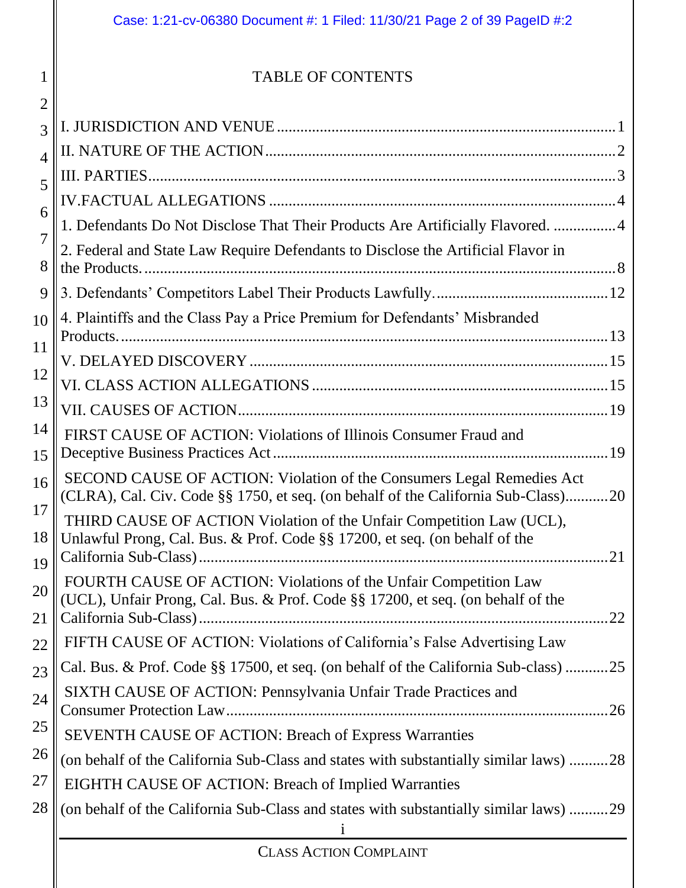# TABLE OF CONTENTS

I. JURISDICTION AND VENUE ..... 1

II. NATURE OF THE ACTION ..... 2

III. PARTIES ..... 3

IV.FACTUAL ALLEGATIONS ..... 4

1. Defendants Do Not Disclose That Their Products Are Artificially Flavored. ..... 4

2. Federal and State Law Require Defendants to Disclose the Artificial Flavor in the Products. ..... 8

3. Defendants' Competitors Label Their Products Lawfully. ..... 12

4. Plaintiffs and the Class Pay a Price Premium for Defendants' Misbranded Products. ..... 13

V. DELAYED DISCOVERY ..... 15

VI. CLASS ACTION ALLEGATIONS ..... 15

VII. CAUSES OF ACTION ..... 19

FIRST CAUSE OF ACTION: Violations of Illinois Consumer Fraud and Deceptive Business Practices Act ..... 19

SECOND CAUSE OF ACTION: Violation of the Consumers Legal Remedies Act (CLRA), Cal. Civ. Code §§ 1750, et seq. (on behalf of the California Sub-Class) ..... 20

THIRD CAUSE OF ACTION Violation of the Unfair Competition Law (UCL), Unlawful Prong, Cal. Bus. & Prof. Code §§ 17200, et seq. (on behalf of the California Sub-Class) ..... 21

FOURTH CAUSE OF ACTION: Violations of the Unfair Competition Law (UCL), Unfair Prong, Cal. Bus. & Prof. Code §§ 17200, et seq. (on behalf of the California Sub-Class) ..... 22

FIFTH CAUSE OF ACTION: Violations of California's False Advertising Law Cal. Bus. & Prof. Code §§ 17500, et seq. (on behalf of the California Sub-class) ..... 25

SIXTH CAUSE OF ACTION: Pennsylvania Unfair Trade Practices and Consumer Protection Law ..... 26

SEVENTH CAUSE OF ACTION: Breach of Express Warranties (on behalf of the California Sub-Class and states with substantially similar laws) ..... 28

EIGHTH CAUSE OF ACTION: Breach of Implied Warranties (on behalf of the California Sub-Class and states with substantially similar laws) ..... 29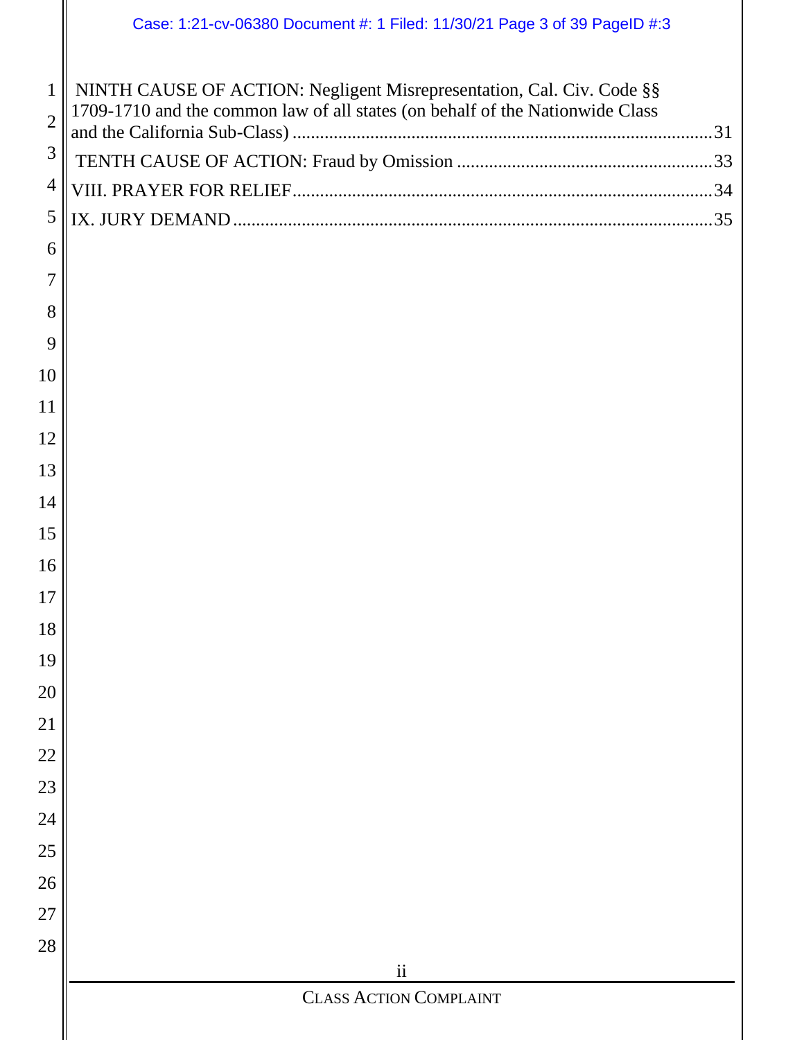NINTH CAUSE OF ACTION: Negligent Misrepresentation, Cal. Civ. Code §§ 1709-1710 and the common law of all states (on behalf of the Nationwide Class and the California Sub-Class) .......... 31

TENTH CAUSE OF ACTION: Fraud by Omission .......... 33

VIII. PRAYER FOR RELIEF .......... 34

IX. JURY DEMAND .......... 35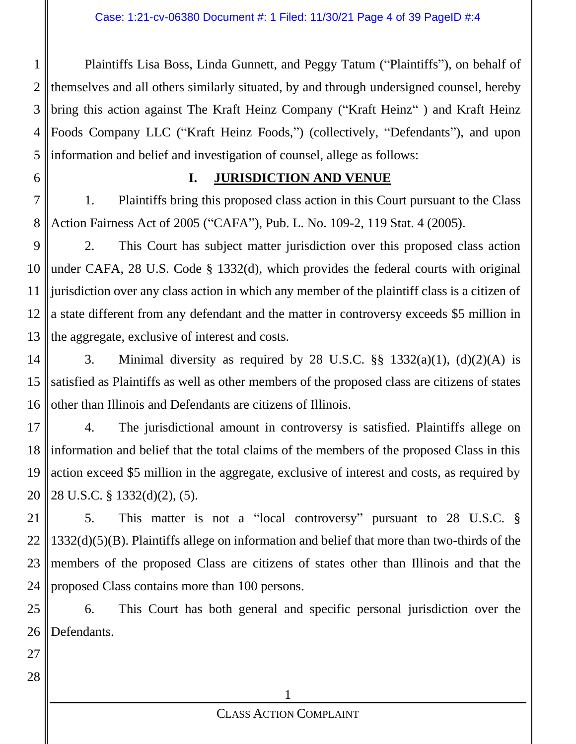Plaintiffs Lisa Boss, Linda Gunnett, and Peggy Tatum ("Plaintiffs"), on behalf of themselves and all others similarly situated, by and through undersigned counsel, hereby bring this action against The Kraft Heinz Company ("Kraft Heinz" ) and Kraft Heinz Foods Company LLC ("Kraft Heinz Foods,") (collectively, "Defendants"), and upon information and belief and investigation of counsel, allege as follows:

## I. JURISDICTION AND VENUE

1. Plaintiffs bring this proposed class action in this Court pursuant to the Class Action Fairness Act of 2005 ("CAFA"), Pub. L. No. 109-2, 119 Stat. 4 (2005).

2. This Court has subject matter jurisdiction over this proposed class action under CAFA, 28 U.S. Code § 1332(d), which provides the federal courts with original jurisdiction over any class action in which any member of the plaintiff class is a citizen of a state different from any defendant and the matter in controversy exceeds $5 million in the aggregate, exclusive of interest and costs.

3. Minimal diversity as required by 28 U.S.C. §§ 1332(a)(1), (d)(2)(A) is satisfied as Plaintiffs as well as other members of the proposed class are citizens of states other than Illinois and Defendants are citizens of Illinois.

4. The jurisdictional amount in controversy is satisfied. Plaintiffs allege on information and belief that the total claims of the members of the proposed Class in this action exceed $5 million in the aggregate, exclusive of interest and costs, as required by 28 U.S.C. § 1332(d)(2), (5).

5. This matter is not a "local controversy" pursuant to 28 U.S.C. § 1332(d)(5)(B). Plaintiffs allege on information and belief that more than two-thirds of the members of the proposed Class are citizens of states other than Illinois and that the proposed Class contains more than 100 persons.

6. This Court has both general and specific personal jurisdiction over the Defendants.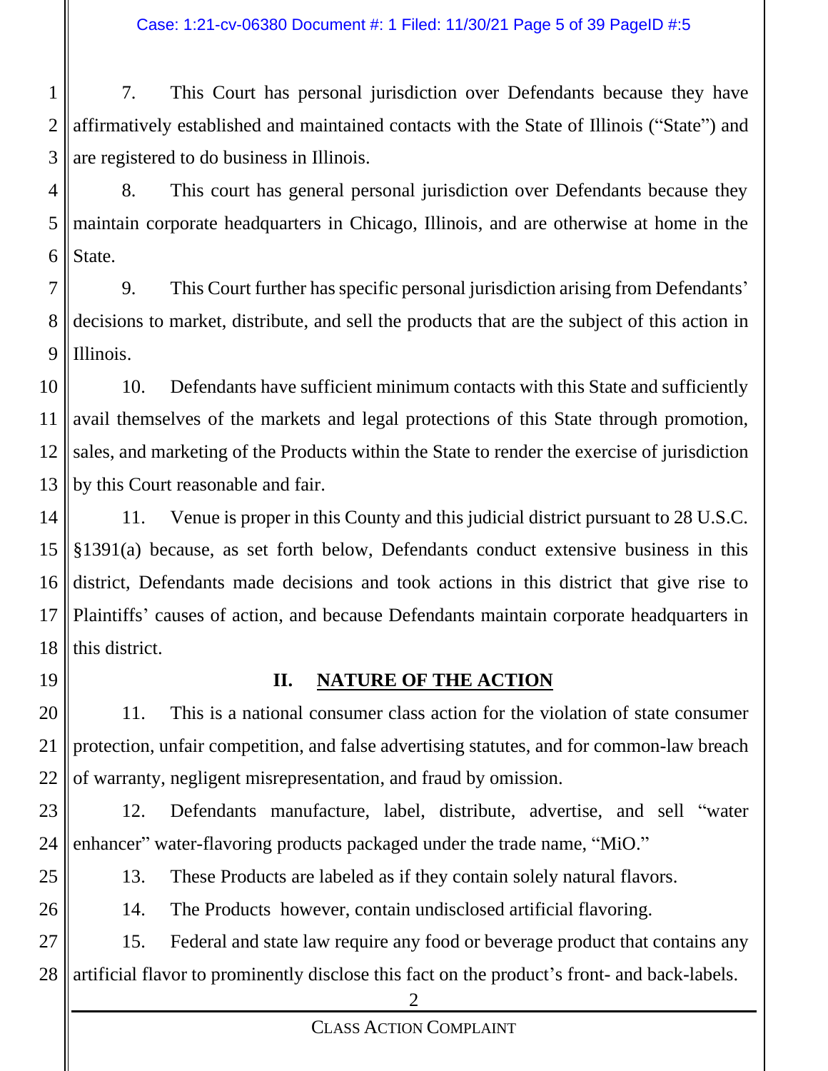7. This Court has personal jurisdiction over Defendants because they have affirmatively established and maintained contacts with the State of Illinois ("State") and are registered to do business in Illinois.

8. This court has general personal jurisdiction over Defendants because they maintain corporate headquarters in Chicago, Illinois, and are otherwise at home in the State.

9. This Court further has specific personal jurisdiction arising from Defendants' decisions to market, distribute, and sell the products that are the subject of this action in Illinois.

10. Defendants have sufficient minimum contacts with this State and sufficiently avail themselves of the markets and legal protections of this State through promotion, sales, and marketing of the Products within the State to render the exercise of jurisdiction by this Court reasonable and fair.

11. Venue is proper in this County and this judicial district pursuant to 28 U.S.C. §1391(a) because, as set forth below, Defendants conduct extensive business in this district, Defendants made decisions and took actions in this district that give rise to Plaintiffs' causes of action, and because Defendants maintain corporate headquarters in this district.

## II. NATURE OF THE ACTION

11. This is a national consumer class action for the violation of state consumer protection, unfair competition, and false advertising statutes, and for common-law breach of warranty, negligent misrepresentation, and fraud by omission.

12. Defendants manufacture, label, distribute, advertise, and sell "water enhancer" water-flavoring products packaged under the trade name, "MiO."

13. These Products are labeled as if they contain solely natural flavors.

14. The Products however, contain undisclosed artificial flavoring.

15. Federal and state law require any food or beverage product that contains any artificial flavor to prominently disclose this fact on the product's front- and back-labels.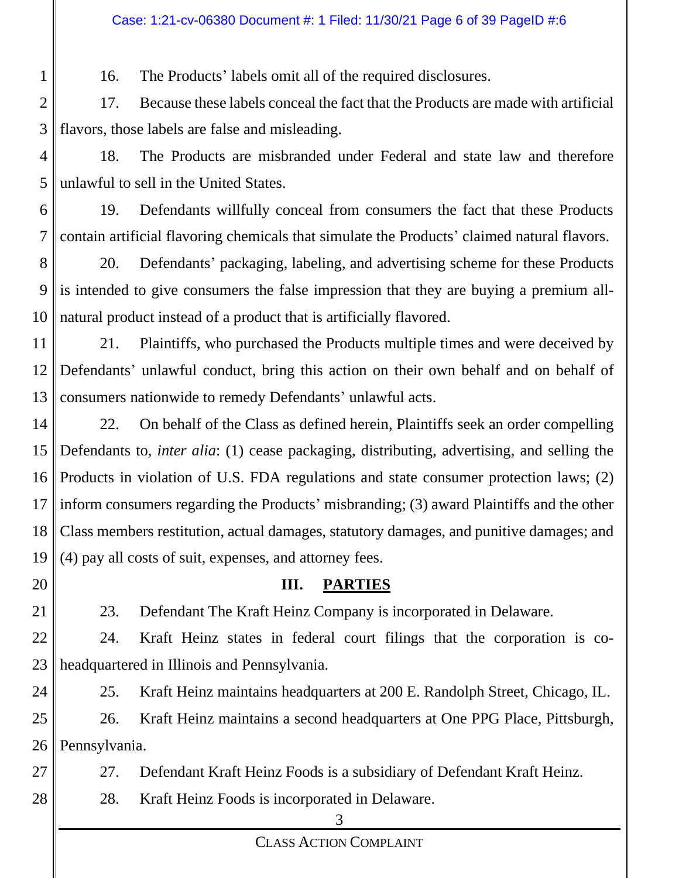16. The Products' labels omit all of the required disclosures.

17. Because these labels conceal the fact that the Products are made with artificial flavors, those labels are false and misleading.

18. The Products are misbranded under Federal and state law and therefore unlawful to sell in the United States.

19. Defendants willfully conceal from consumers the fact that these Products contain artificial flavoring chemicals that simulate the Products' claimed natural flavors.

20. Defendants' packaging, labeling, and advertising scheme for these Products is intended to give consumers the false impression that they are buying a premium all-natural product instead of a product that is artificially flavored.

21. Plaintiffs, who purchased the Products multiple times and were deceived by Defendants' unlawful conduct, bring this action on their own behalf and on behalf of consumers nationwide to remedy Defendants' unlawful acts.

22. On behalf of the Class as defined herein, Plaintiffs seek an order compelling Defendants to, *inter alia*: (1) cease packaging, distributing, advertising, and selling the Products in violation of U.S. FDA regulations and state consumer protection laws; (2) inform consumers regarding the Products' misbranding; (3) award Plaintiffs and the other Class members restitution, actual damages, statutory damages, and punitive damages; and (4) pay all costs of suit, expenses, and attorney fees.

## III. PARTIES

23. Defendant The Kraft Heinz Company is incorporated in Delaware.

24. Kraft Heinz states in federal court filings that the corporation is co-headquartered in Illinois and Pennsylvania.

25. Kraft Heinz maintains headquarters at 200 E. Randolph Street, Chicago, IL.

26. Kraft Heinz maintains a second headquarters at One PPG Place, Pittsburgh, Pennsylvania.

27. Defendant Kraft Heinz Foods is a subsidiary of Defendant Kraft Heinz.

28. Kraft Heinz Foods is incorporated in Delaware.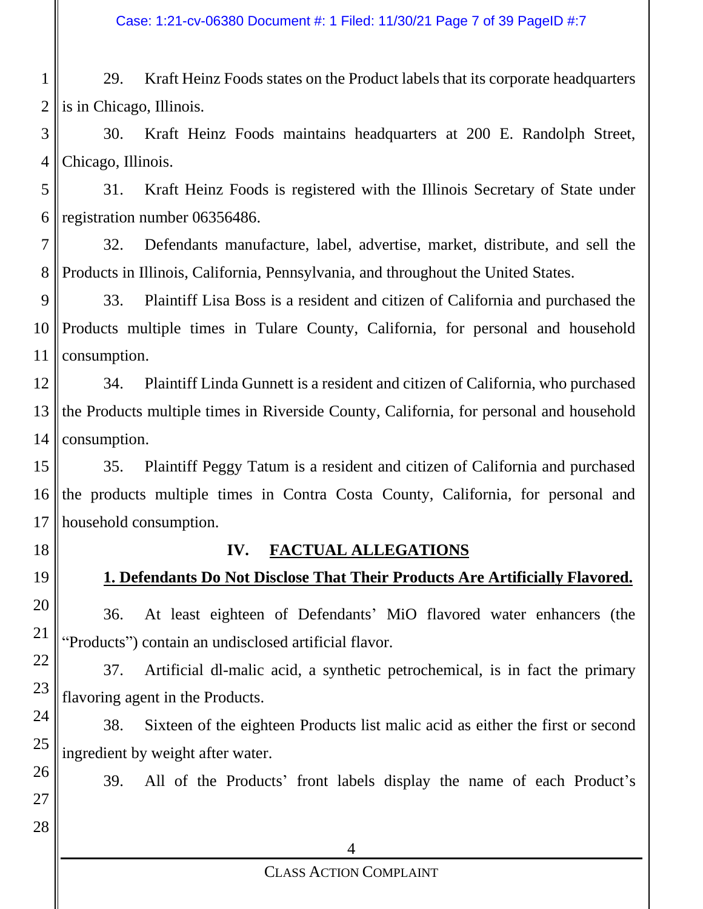29. Kraft Heinz Foods states on the Product labels that its corporate headquarters is in Chicago, Illinois.

30. Kraft Heinz Foods maintains headquarters at 200 E. Randolph Street, Chicago, Illinois.

31. Kraft Heinz Foods is registered with the Illinois Secretary of State under registration number 06356486.

32. Defendants manufacture, label, advertise, market, distribute, and sell the Products in Illinois, California, Pennsylvania, and throughout the United States.

33. Plaintiff Lisa Boss is a resident and citizen of California and purchased the Products multiple times in Tulare County, California, for personal and household consumption.

34. Plaintiff Linda Gunnett is a resident and citizen of California, who purchased the Products multiple times in Riverside County, California, for personal and household consumption.

35. Plaintiff Peggy Tatum is a resident and citizen of California and purchased the products multiple times in Contra Costa County, California, for personal and household consumption.

## IV. FACTUAL ALLEGATIONS

### 1. Defendants Do Not Disclose That Their Products Are Artificially Flavored.

36. At least eighteen of Defendants' MiO flavored water enhancers (the "Products") contain an undisclosed artificial flavor.

37. Artificial dl-malic acid, a synthetic petrochemical, is in fact the primary flavoring agent in the Products.

38. Sixteen of the eighteen Products list malic acid as either the first or second ingredient by weight after water.

39. All of the Products' front labels display the name of each Product's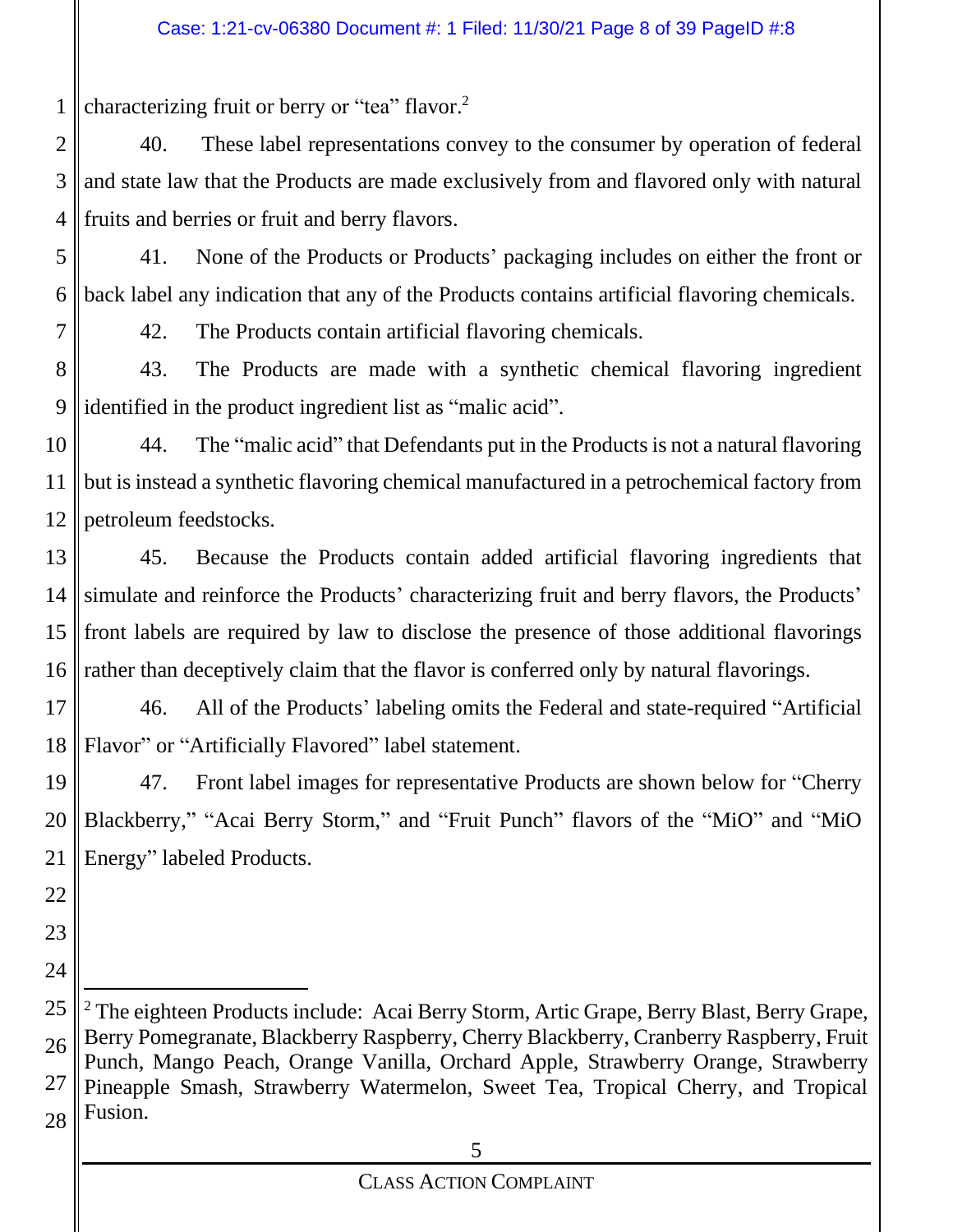characterizing fruit or berry or "tea" flavor.[2]

40. These label representations convey to the consumer by operation of federal and state law that the Products are made exclusively from and flavored only with natural fruits and berries or fruit and berry flavors.

41. None of the Products or Products' packaging includes on either the front or back label any indication that any of the Products contains artificial flavoring chemicals.

42. The Products contain artificial flavoring chemicals.

43. The Products are made with a synthetic chemical flavoring ingredient identified in the product ingredient list as "malic acid".

44. The "malic acid" that Defendants put in the Products is not a natural flavoring but is instead a synthetic flavoring chemical manufactured in a petrochemical factory from petroleum feedstocks.

45. Because the Products contain added artificial flavoring ingredients that simulate and reinforce the Products' characterizing fruit and berry flavors, the Products' front labels are required by law to disclose the presence of those additional flavorings rather than deceptively claim that the flavor is conferred only by natural flavorings.

46. All of the Products' labeling omits the Federal and state-required "Artificial Flavor" or "Artificially Flavored" label statement.

47. Front label images for representative Products are shown below for "Cherry Blackberry," "Acai Berry Storm," and "Fruit Punch" flavors of the "MiO" and "MiO Energy" labeled Products.

---

[2] The eighteen Products include: Acai Berry Storm, Artic Grape, Berry Blast, Berry Grape, Berry Pomegranate, Blackberry Raspberry, Cherry Blackberry, Cranberry Raspberry, Fruit Punch, Mango Peach, Orange Vanilla, Orchard Apple, Strawberry Orange, Strawberry Pineapple Smash, Strawberry Watermelon, Sweet Tea, Tropical Cherry, and Tropical Fusion.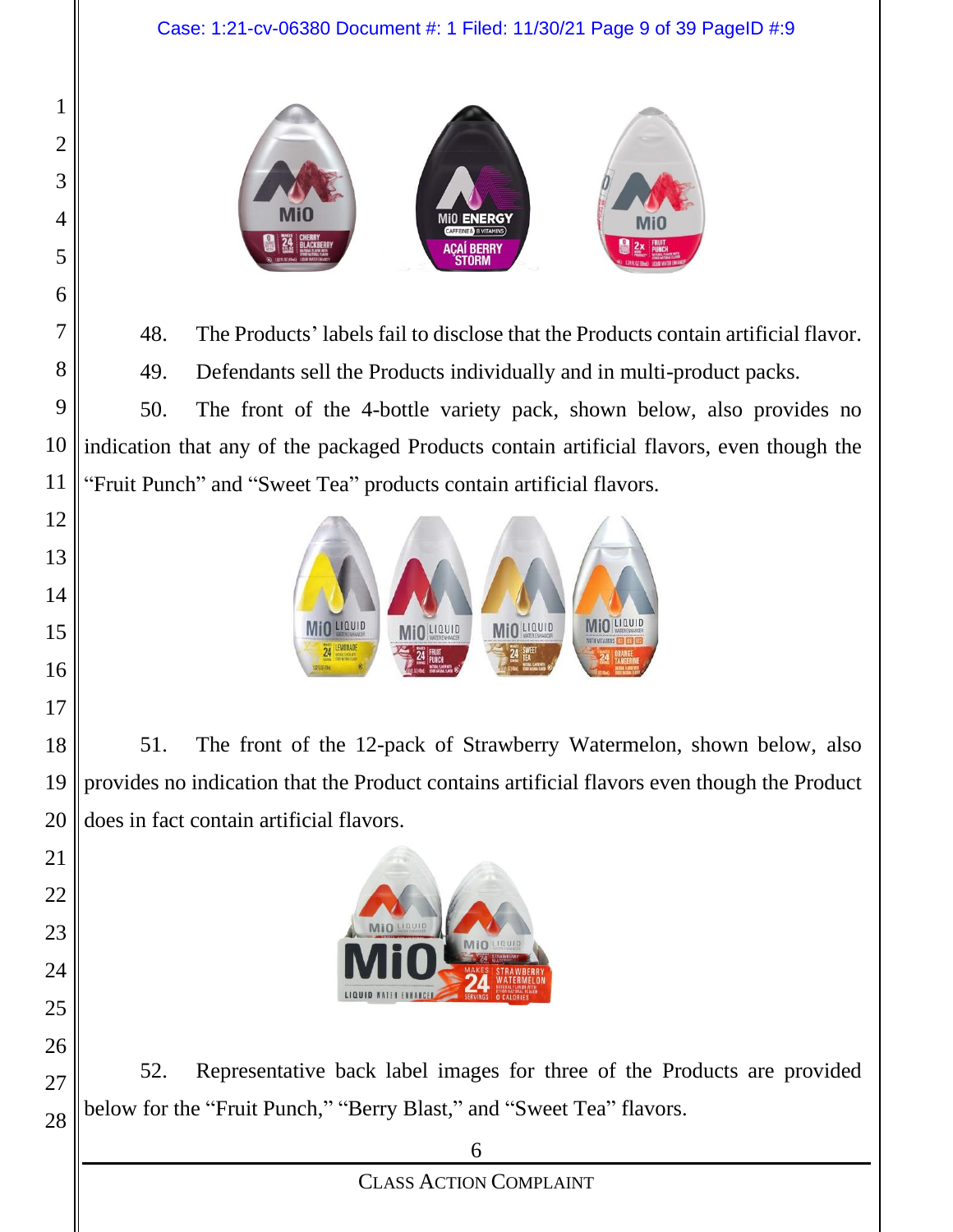48. The Products' labels fail to disclose that the Products contain artificial flavor.

49. Defendants sell the Products individually and in multi-product packs.

50. The front of the 4-bottle variety pack, shown below, also provides no indication that any of the packaged Products contain artificial flavors, even though the "Fruit Punch" and "Sweet Tea" products contain artificial flavors.

51. The front of the 12-pack of Strawberry Watermelon, shown below, also provides no indication that the Product contains artificial flavors even though the Product does in fact contain artificial flavors.

52. Representative back label images for three of the Products are provided below for the "Fruit Punch," "Berry Blast," and "Sweet Tea" flavors.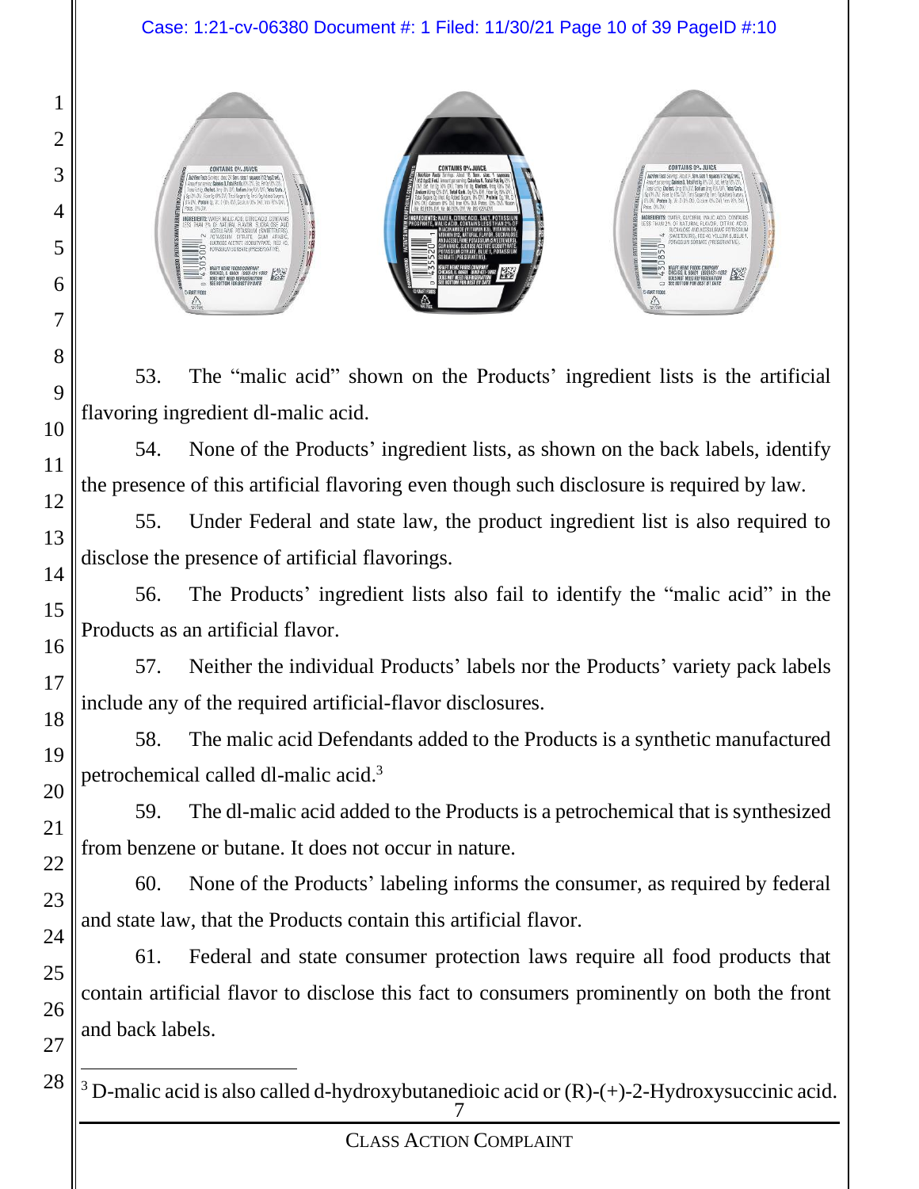53. The "malic acid" shown on the Products' ingredient lists is the artificial flavoring ingredient dl-malic acid.

54. None of the Products' ingredient lists, as shown on the back labels, identify the presence of this artificial flavoring even though such disclosure is required by law.

55. Under Federal and state law, the product ingredient list is also required to disclose the presence of artificial flavorings.

56. The Products' ingredient lists also fail to identify the "malic acid" in the Products as an artificial flavor.

57. Neither the individual Products' labels nor the Products' variety pack labels include any of the required artificial-flavor disclosures.

58. The malic acid Defendants added to the Products is a synthetic manufactured petrochemical called dl-malic acid.[3]

59. The dl-malic acid added to the Products is a petrochemical that is synthesized from benzene or butane. It does not occur in nature.

60. None of the Products' labeling informs the consumer, as required by federal and state law, that the Products contain this artificial flavor.

61. Federal and state consumer protection laws require all food products that contain artificial flavor to disclose this fact to consumers prominently on both the front and back labels.

---

[3] D-malic acid is also called d-hydroxybutanedioic acid or (R)-(+)-2-Hydroxysuccinic acid.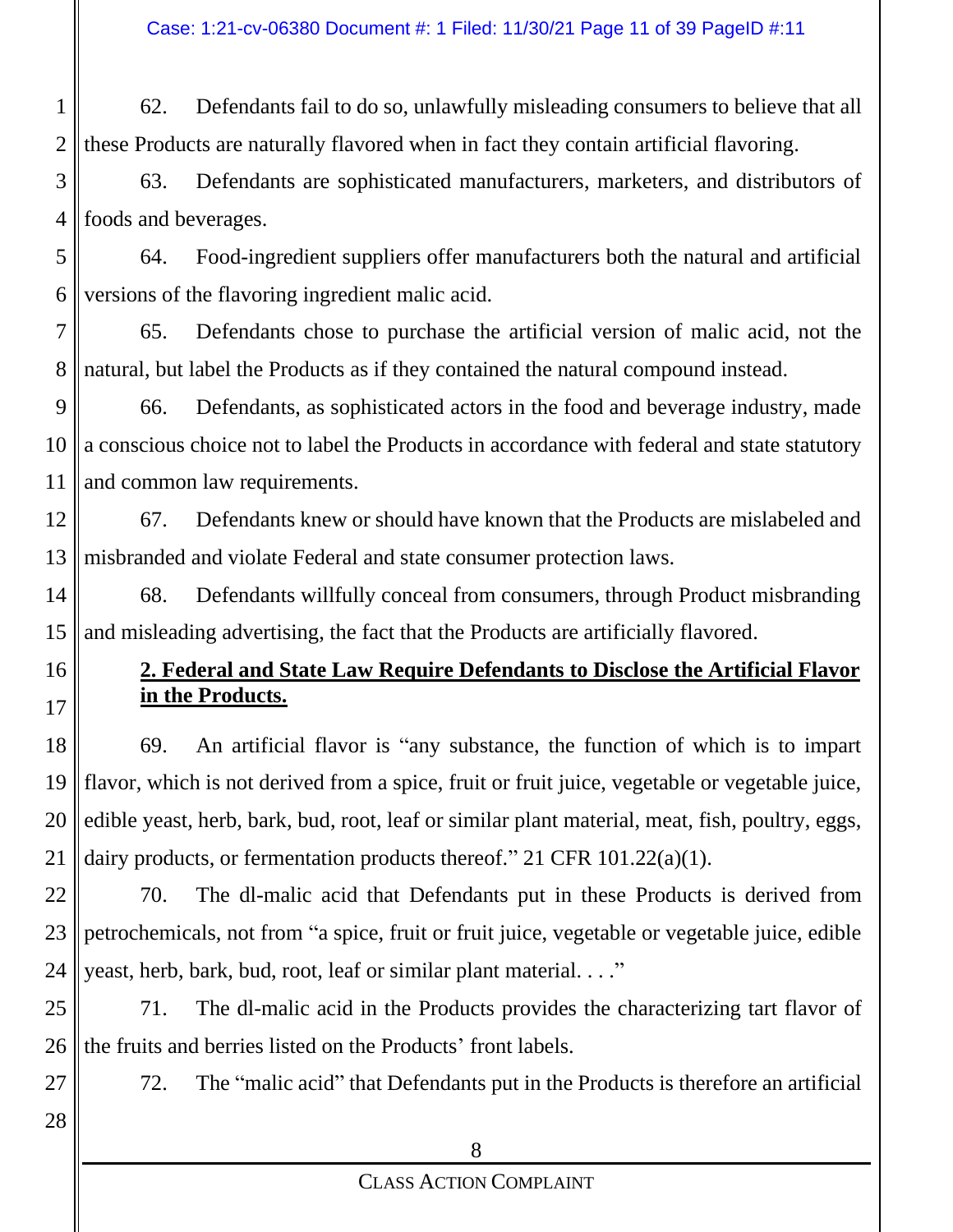62. Defendants fail to do so, unlawfully misleading consumers to believe that all these Products are naturally flavored when in fact they contain artificial flavoring.

63. Defendants are sophisticated manufacturers, marketers, and distributors of foods and beverages.

64. Food-ingredient suppliers offer manufacturers both the natural and artificial versions of the flavoring ingredient malic acid.

65. Defendants chose to purchase the artificial version of malic acid, not the natural, but label the Products as if they contained the natural compound instead.

66. Defendants, as sophisticated actors in the food and beverage industry, made a conscious choice not to label the Products in accordance with federal and state statutory and common law requirements.

67. Defendants knew or should have known that the Products are mislabeled and misbranded and violate Federal and state consumer protection laws.

68. Defendants willfully conceal from consumers, through Product misbranding and misleading advertising, the fact that the Products are artificially flavored.

**2. Federal and State Law Require Defendants to Disclose the Artificial Flavor in the Products.**

69. An artificial flavor is "any substance, the function of which is to impart flavor, which is not derived from a spice, fruit or fruit juice, vegetable or vegetable juice, edible yeast, herb, bark, bud, root, leaf or similar plant material, meat, fish, poultry, eggs, dairy products, or fermentation products thereof." 21 CFR 101.22(a)(1).

70. The dl-malic acid that Defendants put in these Products is derived from petrochemicals, not from "a spice, fruit or fruit juice, vegetable or vegetable juice, edible yeast, herb, bark, bud, root, leaf or similar plant material. . . ."

71. The dl-malic acid in the Products provides the characterizing tart flavor of the fruits and berries listed on the Products' front labels.

72. The "malic acid" that Defendants put in the Products is therefore an artificial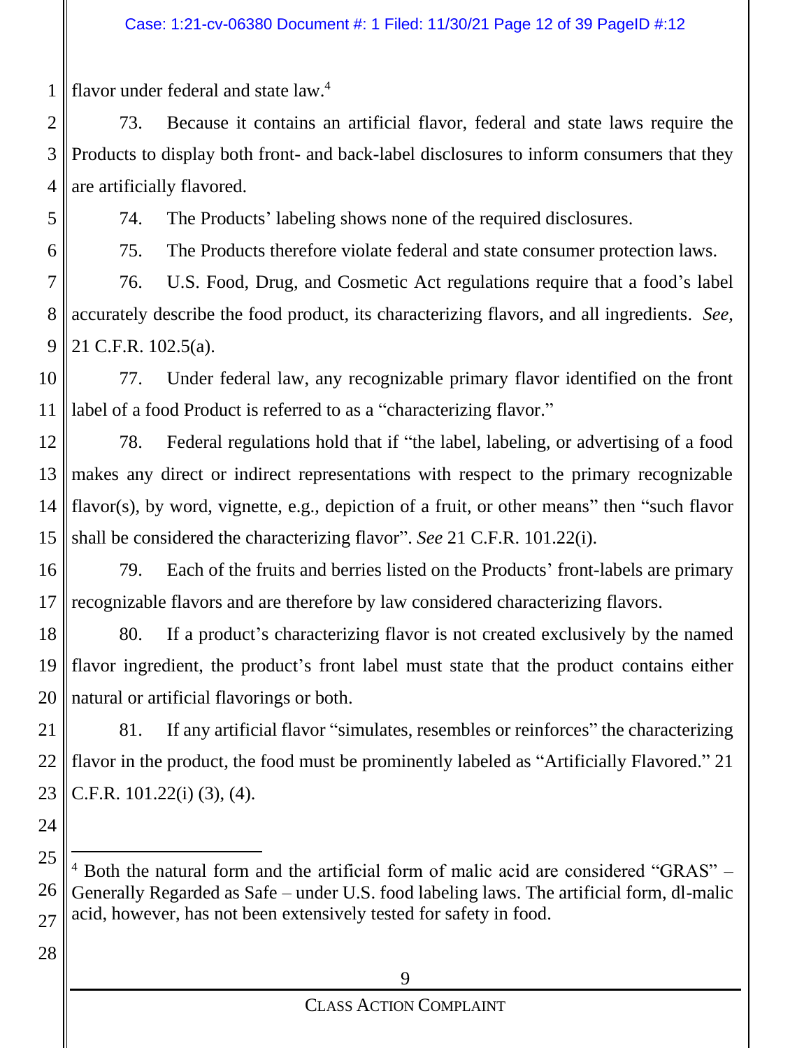flavor under federal and state law.[4]

73. Because it contains an artificial flavor, federal and state laws require the Products to display both front- and back-label disclosures to inform consumers that they are artificially flavored.

74. The Products' labeling shows none of the required disclosures.

75. The Products therefore violate federal and state consumer protection laws.

76. U.S. Food, Drug, and Cosmetic Act regulations require that a food's label accurately describe the food product, its characterizing flavors, and all ingredients. *See*, 21 C.F.R. 102.5(a).

77. Under federal law, any recognizable primary flavor identified on the front label of a food Product is referred to as a "characterizing flavor."

78. Federal regulations hold that if "the label, labeling, or advertising of a food makes any direct or indirect representations with respect to the primary recognizable flavor(s), by word, vignette, e.g., depiction of a fruit, or other means" then "such flavor shall be considered the characterizing flavor". *See* 21 C.F.R. 101.22(i).

79. Each of the fruits and berries listed on the Products' front-labels are primary recognizable flavors and are therefore by law considered characterizing flavors.

80. If a product's characterizing flavor is not created exclusively by the named flavor ingredient, the product's front label must state that the product contains either natural or artificial flavorings or both.

81. If any artificial flavor "simulates, resembles or reinforces" the characterizing flavor in the product, the food must be prominently labeled as "Artificially Flavored." 21 C.F.R. 101.22(i) (3), (4).

---

[4] Both the natural form and the artificial form of malic acid are considered "GRAS" – Generally Regarded as Safe – under U.S. food labeling laws. The artificial form, dl-malic acid, however, has not been extensively tested for safety in food.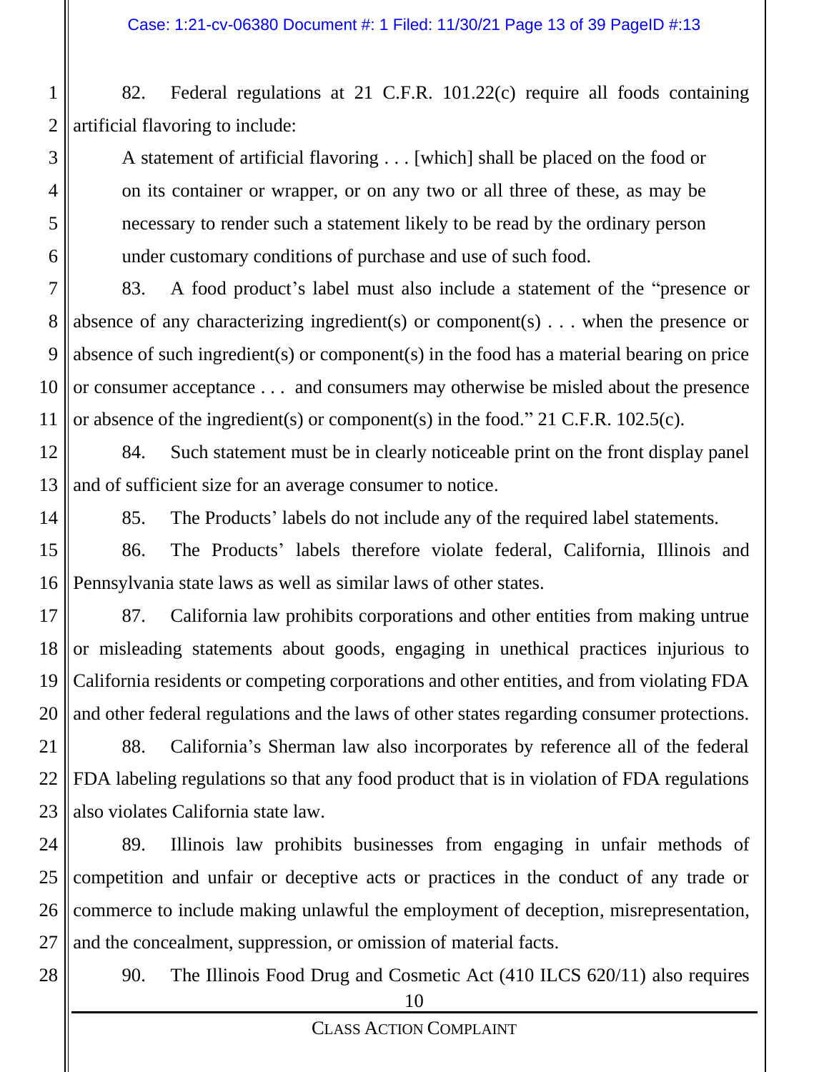82. Federal regulations at 21 C.F.R. 101.22(c) require all foods containing artificial flavoring to include:

> A statement of artificial flavoring . . . [which] shall be placed on the food or on its container or wrapper, or on any two or all three of these, as may be necessary to render such a statement likely to be read by the ordinary person under customary conditions of purchase and use of such food.

83. A food product's label must also include a statement of the "presence or absence of any characterizing ingredient(s) or component(s) . . . when the presence or absence of such ingredient(s) or component(s) in the food has a material bearing on price or consumer acceptance . . . and consumers may otherwise be misled about the presence or absence of the ingredient(s) or component(s) in the food." 21 C.F.R. 102.5(c).

84. Such statement must be in clearly noticeable print on the front display panel and of sufficient size for an average consumer to notice.

85. The Products' labels do not include any of the required label statements.

86. The Products' labels therefore violate federal, California, Illinois and Pennsylvania state laws as well as similar laws of other states.

87. California law prohibits corporations and other entities from making untrue or misleading statements about goods, engaging in unethical practices injurious to California residents or competing corporations and other entities, and from violating FDA and other federal regulations and the laws of other states regarding consumer protections.

88. California's Sherman law also incorporates by reference all of the federal FDA labeling regulations so that any food product that is in violation of FDA regulations also violates California state law.

89. Illinois law prohibits businesses from engaging in unfair methods of competition and unfair or deceptive acts or practices in the conduct of any trade or commerce to include making unlawful the employment of deception, misrepresentation, and the concealment, suppression, or omission of material facts.

90. The Illinois Food Drug and Cosmetic Act (410 ILCS 620/11) also requires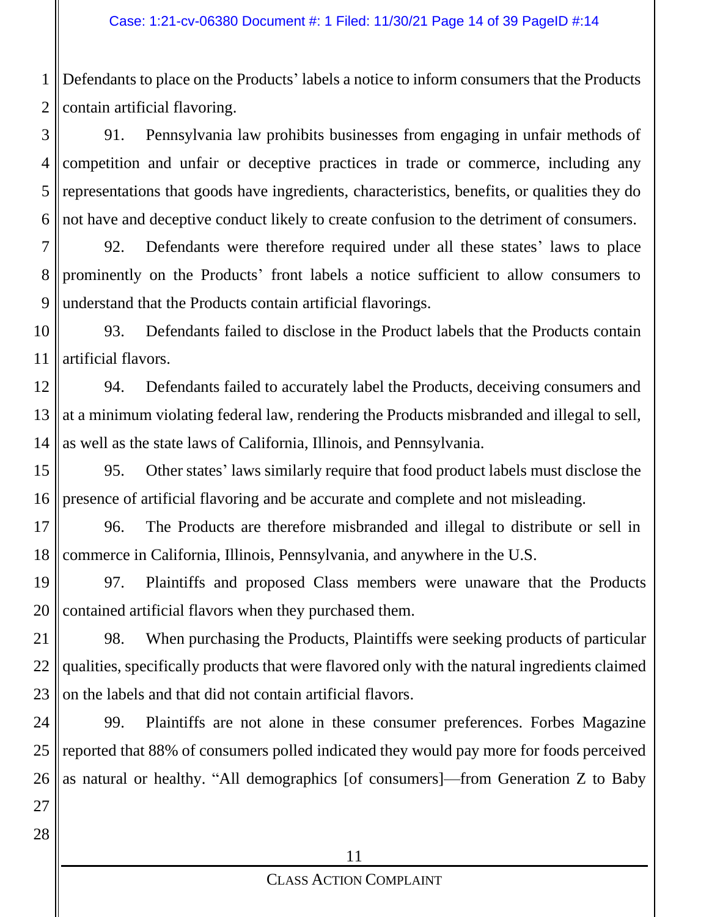Defendants to place on the Products' labels a notice to inform consumers that the Products contain artificial flavoring.

91. Pennsylvania law prohibits businesses from engaging in unfair methods of competition and unfair or deceptive practices in trade or commerce, including any representations that goods have ingredients, characteristics, benefits, or qualities they do not have and deceptive conduct likely to create confusion to the detriment of consumers.

92. Defendants were therefore required under all these states' laws to place prominently on the Products' front labels a notice sufficient to allow consumers to understand that the Products contain artificial flavorings.

93. Defendants failed to disclose in the Product labels that the Products contain artificial flavors.

94. Defendants failed to accurately label the Products, deceiving consumers and at a minimum violating federal law, rendering the Products misbranded and illegal to sell, as well as the state laws of California, Illinois, and Pennsylvania.

95. Other states' laws similarly require that food product labels must disclose the presence of artificial flavoring and be accurate and complete and not misleading.

96. The Products are therefore misbranded and illegal to distribute or sell in commerce in California, Illinois, Pennsylvania, and anywhere in the U.S.

97. Plaintiffs and proposed Class members were unaware that the Products contained artificial flavors when they purchased them.

98. When purchasing the Products, Plaintiffs were seeking products of particular qualities, specifically products that were flavored only with the natural ingredients claimed on the labels and that did not contain artificial flavors.

99. Plaintiffs are not alone in these consumer preferences. Forbes Magazine reported that 88% of consumers polled indicated they would pay more for foods perceived as natural or healthy. "All demographics [of consumers]—from Generation Z to Baby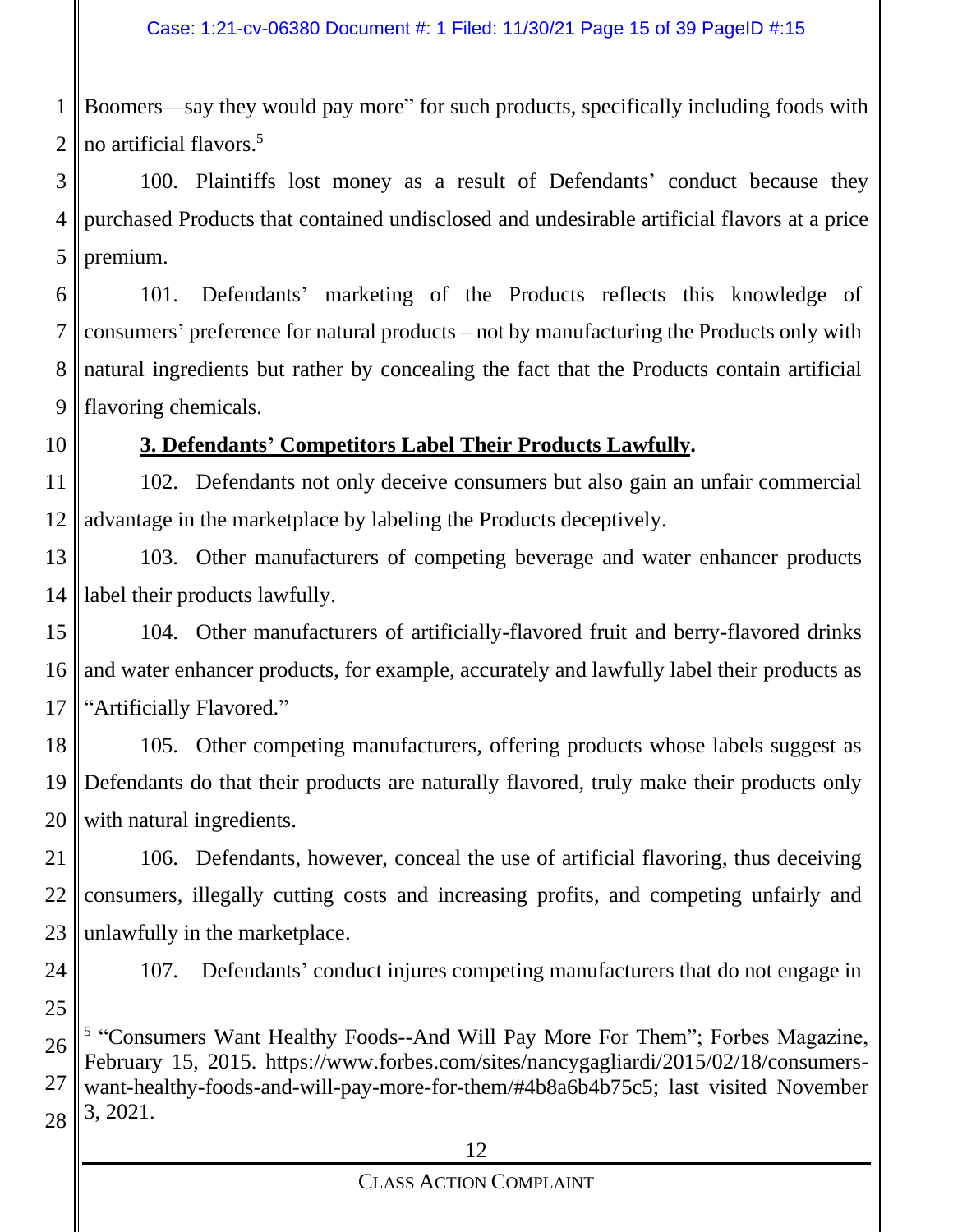Boomers—say they would pay more" for such products, specifically including foods with no artificial flavors.[5]

100. Plaintiffs lost money as a result of Defendants' conduct because they purchased Products that contained undisclosed and undesirable artificial flavors at a price premium.

101. Defendants' marketing of the Products reflects this knowledge of consumers' preference for natural products – not by manufacturing the Products only with natural ingredients but rather by concealing the fact that the Products contain artificial flavoring chemicals.

**3. Defendants' Competitors Label Their Products Lawfully.**

102. Defendants not only deceive consumers but also gain an unfair commercial advantage in the marketplace by labeling the Products deceptively.

103. Other manufacturers of competing beverage and water enhancer products label their products lawfully.

104. Other manufacturers of artificially-flavored fruit and berry-flavored drinks and water enhancer products, for example, accurately and lawfully label their products as "Artificially Flavored."

105. Other competing manufacturers, offering products whose labels suggest as Defendants do that their products are naturally flavored, truly make their products only with natural ingredients.

106. Defendants, however, conceal the use of artificial flavoring, thus deceiving consumers, illegally cutting costs and increasing profits, and competing unfairly and unlawfully in the marketplace.

107. Defendants' conduct injures competing manufacturers that do not engage in

---

[5] "Consumers Want Healthy Foods--And Will Pay More For Them"; Forbes Magazine, February 15, 2015. https://www.forbes.com/sites/nancygagliardi/2015/02/18/consumers-want-healthy-foods-and-will-pay-more-for-them/#4b8a6b4b75c5; last visited November 3, 2021.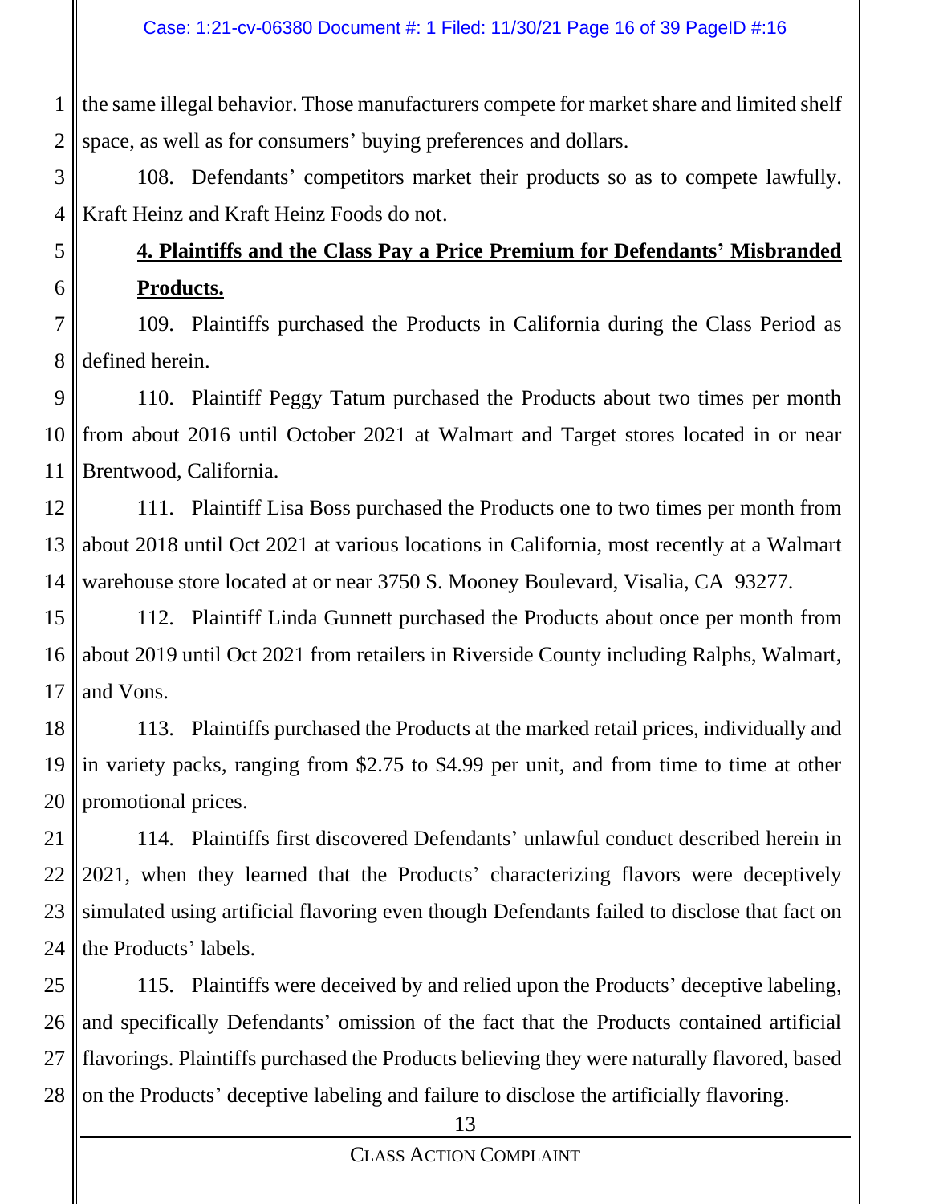the same illegal behavior. Those manufacturers compete for market share and limited shelf space, as well as for consumers' buying preferences and dollars.

108. Defendants' competitors market their products so as to compete lawfully. Kraft Heinz and Kraft Heinz Foods do not.

**4. Plaintiffs and the Class Pay a Price Premium for Defendants' Misbranded Products.**

109. Plaintiffs purchased the Products in California during the Class Period as defined herein.

110. Plaintiff Peggy Tatum purchased the Products about two times per month from about 2016 until October 2021 at Walmart and Target stores located in or near Brentwood, California.

111. Plaintiff Lisa Boss purchased the Products one to two times per month from about 2018 until Oct 2021 at various locations in California, most recently at a Walmart warehouse store located at or near 3750 S. Mooney Boulevard, Visalia, CA 93277.

112. Plaintiff Linda Gunnett purchased the Products about once per month from about 2019 until Oct 2021 from retailers in Riverside County including Ralphs, Walmart, and Vons.

113. Plaintiffs purchased the Products at the marked retail prices, individually and in variety packs, ranging from $2.75 to $4.99 per unit, and from time to time at other promotional prices.

114. Plaintiffs first discovered Defendants' unlawful conduct described herein in 2021, when they learned that the Products' characterizing flavors were deceptively simulated using artificial flavoring even though Defendants failed to disclose that fact on the Products' labels.

115. Plaintiffs were deceived by and relied upon the Products' deceptive labeling, and specifically Defendants' omission of the fact that the Products contained artificial flavorings. Plaintiffs purchased the Products believing they were naturally flavored, based on the Products' deceptive labeling and failure to disclose the artificially flavoring.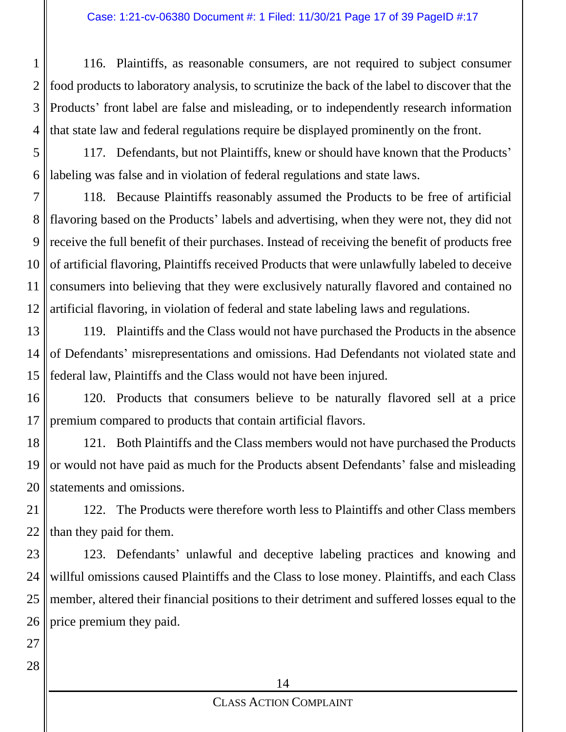116. Plaintiffs, as reasonable consumers, are not required to subject consumer food products to laboratory analysis, to scrutinize the back of the label to discover that the Products' front label are false and misleading, or to independently research information that state law and federal regulations require be displayed prominently on the front.

117. Defendants, but not Plaintiffs, knew or should have known that the Products' labeling was false and in violation of federal regulations and state laws.

118. Because Plaintiffs reasonably assumed the Products to be free of artificial flavoring based on the Products' labels and advertising, when they were not, they did not receive the full benefit of their purchases. Instead of receiving the benefit of products free of artificial flavoring, Plaintiffs received Products that were unlawfully labeled to deceive consumers into believing that they were exclusively naturally flavored and contained no artificial flavoring, in violation of federal and state labeling laws and regulations.

119. Plaintiffs and the Class would not have purchased the Products in the absence of Defendants' misrepresentations and omissions. Had Defendants not violated state and federal law, Plaintiffs and the Class would not have been injured.

120. Products that consumers believe to be naturally flavored sell at a price premium compared to products that contain artificial flavors.

121. Both Plaintiffs and the Class members would not have purchased the Products or would not have paid as much for the Products absent Defendants' false and misleading statements and omissions.

122. The Products were therefore worth less to Plaintiffs and other Class members than they paid for them.

123. Defendants' unlawful and deceptive labeling practices and knowing and willful omissions caused Plaintiffs and the Class to lose money. Plaintiffs, and each Class member, altered their financial positions to their detriment and suffered losses equal to the price premium they paid.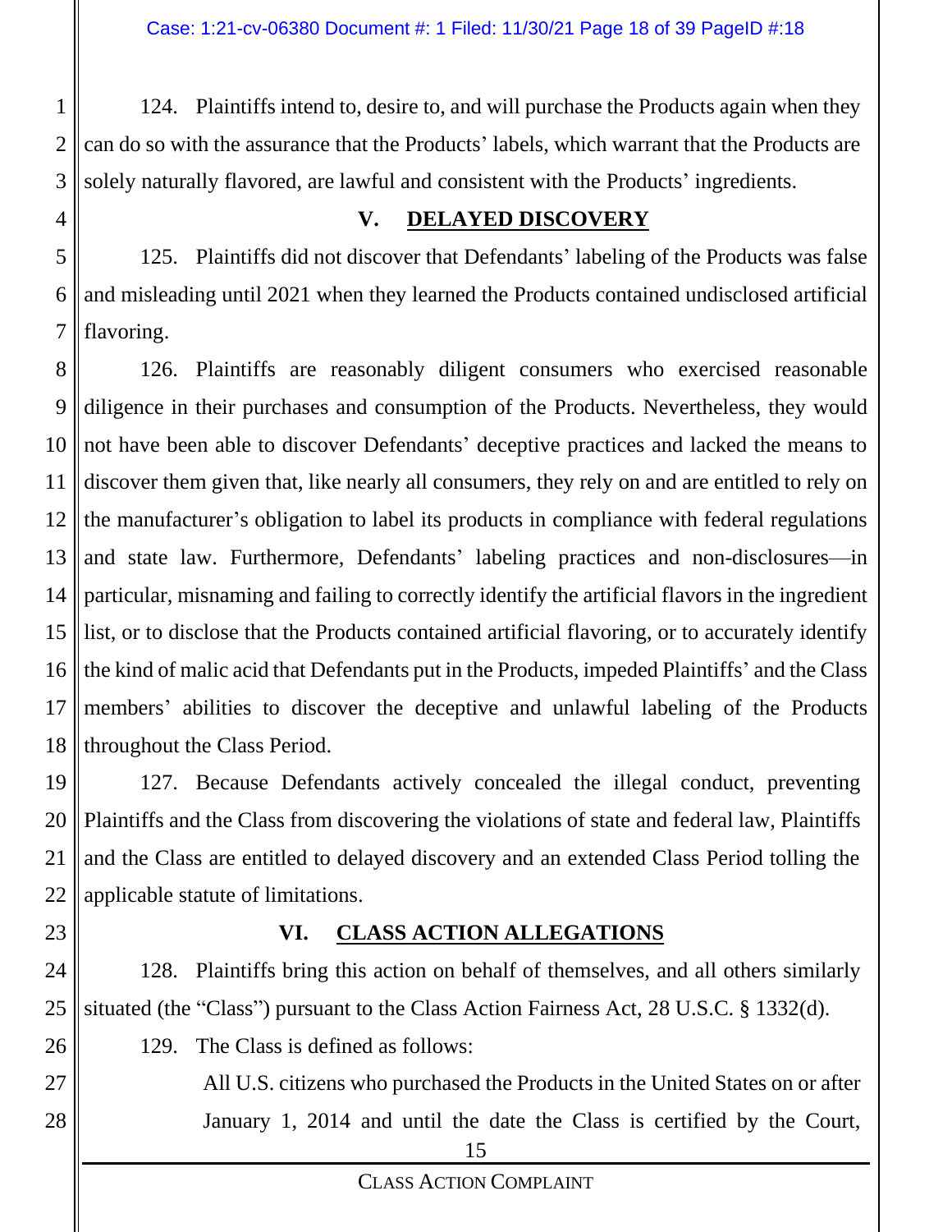124. Plaintiffs intend to, desire to, and will purchase the Products again when they can do so with the assurance that the Products' labels, which warrant that the Products are solely naturally flavored, are lawful and consistent with the Products' ingredients.

## V. DELAYED DISCOVERY

125. Plaintiffs did not discover that Defendants' labeling of the Products was false and misleading until 2021 when they learned the Products contained undisclosed artificial flavoring.

126. Plaintiffs are reasonably diligent consumers who exercised reasonable diligence in their purchases and consumption of the Products. Nevertheless, they would not have been able to discover Defendants' deceptive practices and lacked the means to discover them given that, like nearly all consumers, they rely on and are entitled to rely on the manufacturer's obligation to label its products in compliance with federal regulations and state law. Furthermore, Defendants' labeling practices and non-disclosures—in particular, misnaming and failing to correctly identify the artificial flavors in the ingredient list, or to disclose that the Products contained artificial flavoring, or to accurately identify the kind of malic acid that Defendants put in the Products, impeded Plaintiffs' and the Class members' abilities to discover the deceptive and unlawful labeling of the Products throughout the Class Period.

127. Because Defendants actively concealed the illegal conduct, preventing Plaintiffs and the Class from discovering the violations of state and federal law, Plaintiffs and the Class are entitled to delayed discovery and an extended Class Period tolling the applicable statute of limitations.

## VI. CLASS ACTION ALLEGATIONS

128. Plaintiffs bring this action on behalf of themselves, and all others similarly situated (the "Class") pursuant to the Class Action Fairness Act, 28 U.S.C. § 1332(d).

129. The Class is defined as follows:

> All U.S. citizens who purchased the Products in the United States on or after January 1, 2014 and until the date the Class is certified by the Court,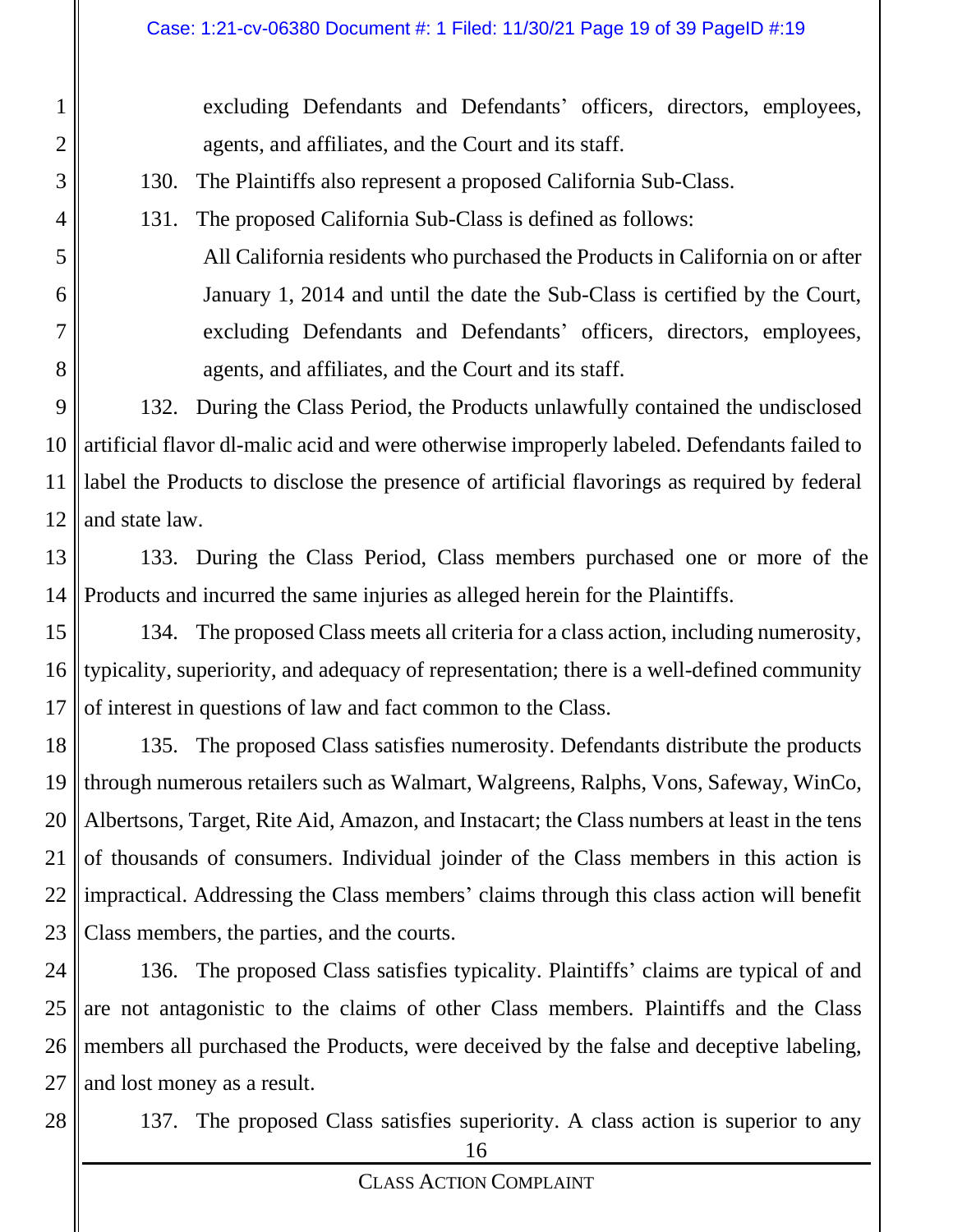excluding Defendants and Defendants' officers, directors, employees, agents, and affiliates, and the Court and its staff.

130. The Plaintiffs also represent a proposed California Sub-Class.

131. The proposed California Sub-Class is defined as follows:

> All California residents who purchased the Products in California on or after January 1, 2014 and until the date the Sub-Class is certified by the Court, excluding Defendants and Defendants' officers, directors, employees, agents, and affiliates, and the Court and its staff.

132. During the Class Period, the Products unlawfully contained the undisclosed artificial flavor dl-malic acid and were otherwise improperly labeled. Defendants failed to label the Products to disclose the presence of artificial flavorings as required by federal and state law.

133. During the Class Period, Class members purchased one or more of the Products and incurred the same injuries as alleged herein for the Plaintiffs.

134. The proposed Class meets all criteria for a class action, including numerosity, typicality, superiority, and adequacy of representation; there is a well-defined community of interest in questions of law and fact common to the Class.

135. The proposed Class satisfies numerosity. Defendants distribute the products through numerous retailers such as Walmart, Walgreens, Ralphs, Vons, Safeway, WinCo, Albertsons, Target, Rite Aid, Amazon, and Instacart; the Class numbers at least in the tens of thousands of consumers. Individual joinder of the Class members in this action is impractical. Addressing the Class members' claims through this class action will benefit Class members, the parties, and the courts.

136. The proposed Class satisfies typicality. Plaintiffs' claims are typical of and are not antagonistic to the claims of other Class members. Plaintiffs and the Class members all purchased the Products, were deceived by the false and deceptive labeling, and lost money as a result.

137. The proposed Class satisfies superiority. A class action is superior to any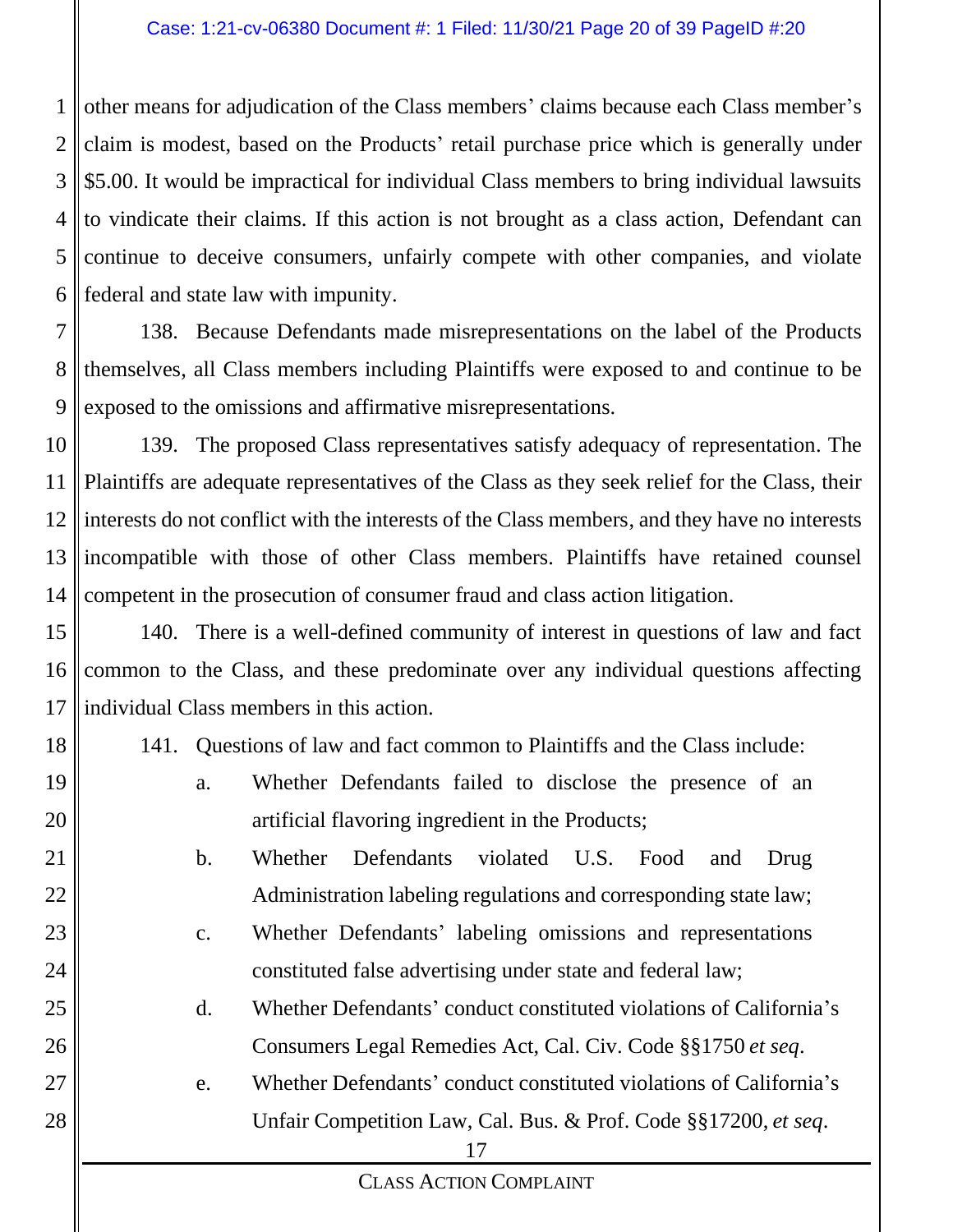other means for adjudication of the Class members' claims because each Class member's claim is modest, based on the Products' retail purchase price which is generally under $5.00. It would be impractical for individual Class members to bring individual lawsuits to vindicate their claims. If this action is not brought as a class action, Defendant can continue to deceive consumers, unfairly compete with other companies, and violate federal and state law with impunity.

138. Because Defendants made misrepresentations on the label of the Products themselves, all Class members including Plaintiffs were exposed to and continue to be exposed to the omissions and affirmative misrepresentations.

139. The proposed Class representatives satisfy adequacy of representation. The Plaintiffs are adequate representatives of the Class as they seek relief for the Class, their interests do not conflict with the interests of the Class members, and they have no interests incompatible with those of other Class members. Plaintiffs have retained counsel competent in the prosecution of consumer fraud and class action litigation.

140. There is a well-defined community of interest in questions of law and fact common to the Class, and these predominate over any individual questions affecting individual Class members in this action.

141. Questions of law and fact common to Plaintiffs and the Class include:

a. Whether Defendants failed to disclose the presence of an artificial flavoring ingredient in the Products;

b. Whether Defendants violated U.S. Food and Drug Administration labeling regulations and corresponding state law;

c. Whether Defendants' labeling omissions and representations constituted false advertising under state and federal law;

d. Whether Defendants' conduct constituted violations of California's Consumers Legal Remedies Act, Cal. Civ. Code §§1750 *et seq*.

e. Whether Defendants' conduct constituted violations of California's Unfair Competition Law, Cal. Bus. & Prof. Code §§17200, *et seq*.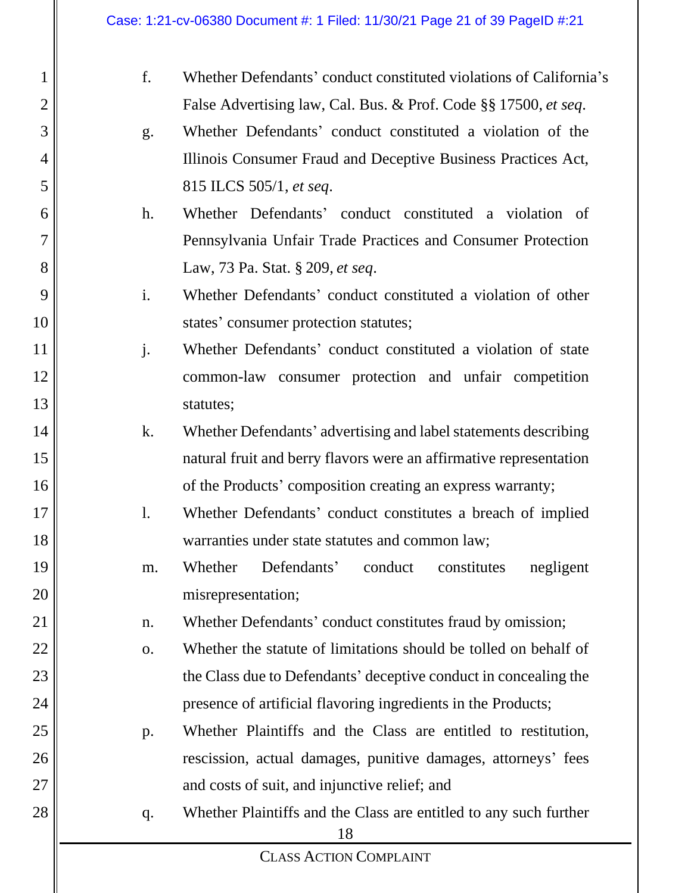f. Whether Defendants' conduct constituted violations of California's False Advertising law, Cal. Bus. & Prof. Code §§ 17500, *et seq*.

g. Whether Defendants' conduct constituted a violation of the Illinois Consumer Fraud and Deceptive Business Practices Act, 815 ILCS 505/1, *et seq*.

h. Whether Defendants' conduct constituted a violation of Pennsylvania Unfair Trade Practices and Consumer Protection Law, 73 Pa. Stat. § 209, *et seq*.

i. Whether Defendants' conduct constituted a violation of other states' consumer protection statutes;

j. Whether Defendants' conduct constituted a violation of state common-law consumer protection and unfair competition statutes;

k. Whether Defendants' advertising and label statements describing natural fruit and berry flavors were an affirmative representation of the Products' composition creating an express warranty;

l. Whether Defendants' conduct constitutes a breach of implied warranties under state statutes and common law;

m. Whether Defendants' conduct constitutes negligent misrepresentation;

n. Whether Defendants' conduct constitutes fraud by omission;

o. Whether the statute of limitations should be tolled on behalf of the Class due to Defendants' deceptive conduct in concealing the presence of artificial flavoring ingredients in the Products;

p. Whether Plaintiffs and the Class are entitled to restitution, rescission, actual damages, punitive damages, attorneys' fees and costs of suit, and injunctive relief; and

q. Whether Plaintiffs and the Class are entitled to any such further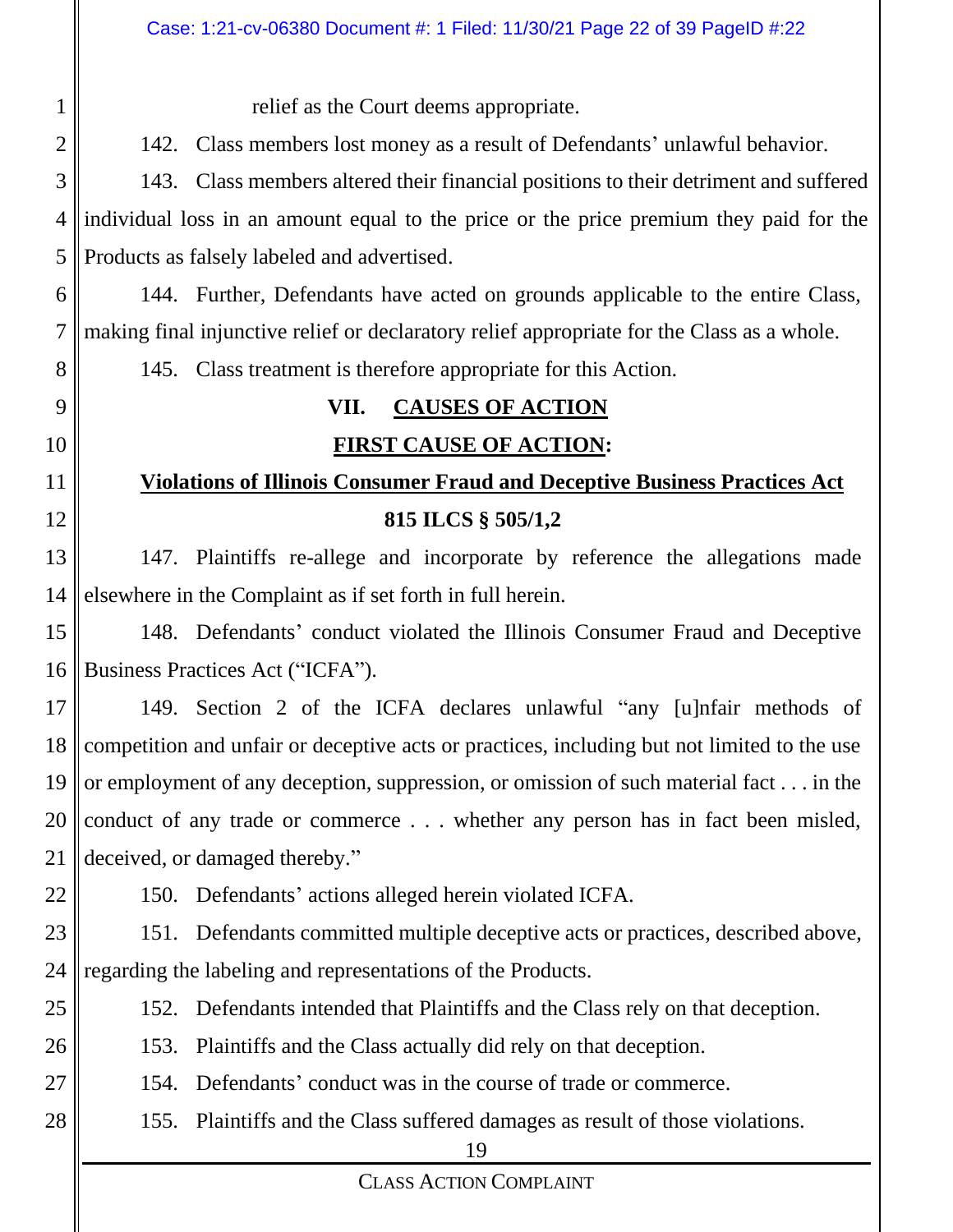relief as the Court deems appropriate.

142. Class members lost money as a result of Defendants' unlawful behavior.

143. Class members altered their financial positions to their detriment and suffered individual loss in an amount equal to the price or the price premium they paid for the Products as falsely labeled and advertised.

144. Further, Defendants have acted on grounds applicable to the entire Class, making final injunctive relief or declaratory relief appropriate for the Class as a whole.

145. Class treatment is therefore appropriate for this Action.

## VII. CAUSES OF ACTION

### FIRST CAUSE OF ACTION:

### Violations of Illinois Consumer Fraud and Deceptive Business Practices Act 815 ILCS § 505/1,2

147. Plaintiffs re-allege and incorporate by reference the allegations made elsewhere in the Complaint as if set forth in full herein.

148. Defendants' conduct violated the Illinois Consumer Fraud and Deceptive Business Practices Act ("ICFA").

149. Section 2 of the ICFA declares unlawful "any [u]nfair methods of competition and unfair or deceptive acts or practices, including but not limited to the use or employment of any deception, suppression, or omission of such material fact . . . in the conduct of any trade or commerce . . . whether any person has in fact been misled, deceived, or damaged thereby."

150. Defendants' actions alleged herein violated ICFA.

151. Defendants committed multiple deceptive acts or practices, described above, regarding the labeling and representations of the Products.

152. Defendants intended that Plaintiffs and the Class rely on that deception.

153. Plaintiffs and the Class actually did rely on that deception.

154. Defendants' conduct was in the course of trade or commerce.

155. Plaintiffs and the Class suffered damages as result of those violations.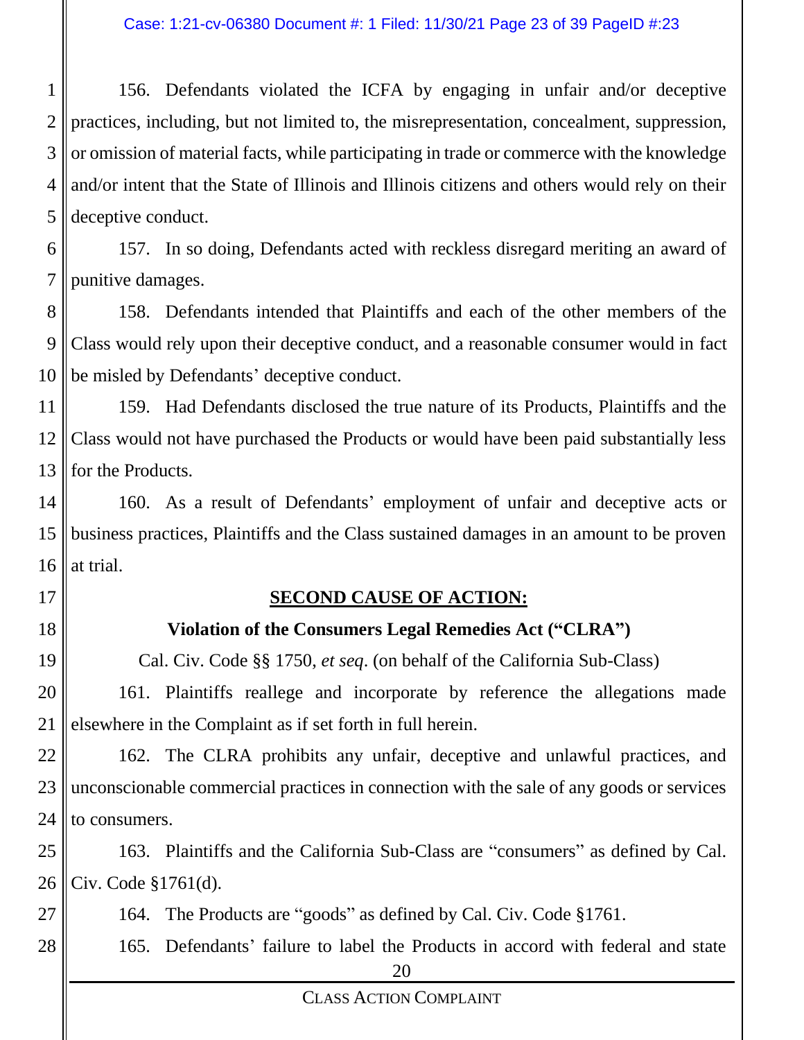156. Defendants violated the ICFA by engaging in unfair and/or deceptive practices, including, but not limited to, the misrepresentation, concealment, suppression, or omission of material facts, while participating in trade or commerce with the knowledge and/or intent that the State of Illinois and Illinois citizens and others would rely on their deceptive conduct.

157. In so doing, Defendants acted with reckless disregard meriting an award of punitive damages.

158. Defendants intended that Plaintiffs and each of the other members of the Class would rely upon their deceptive conduct, and a reasonable consumer would in fact be misled by Defendants' deceptive conduct.

159. Had Defendants disclosed the true nature of its Products, Plaintiffs and the Class would not have purchased the Products or would have been paid substantially less for the Products.

160. As a result of Defendants' employment of unfair and deceptive acts or business practices, Plaintiffs and the Class sustained damages in an amount to be proven at trial.

## SECOND CAUSE OF ACTION:

### Violation of the Consumers Legal Remedies Act ("CLRA")

Cal. Civ. Code §§ 1750, *et seq*. (on behalf of the California Sub-Class)

161. Plaintiffs reallege and incorporate by reference the allegations made elsewhere in the Complaint as if set forth in full herein.

162. The CLRA prohibits any unfair, deceptive and unlawful practices, and unconscionable commercial practices in connection with the sale of any goods or services to consumers.

163. Plaintiffs and the California Sub-Class are "consumers" as defined by Cal. Civ. Code §1761(d).

164. The Products are "goods" as defined by Cal. Civ. Code §1761.

165. Defendants' failure to label the Products in accord with federal and state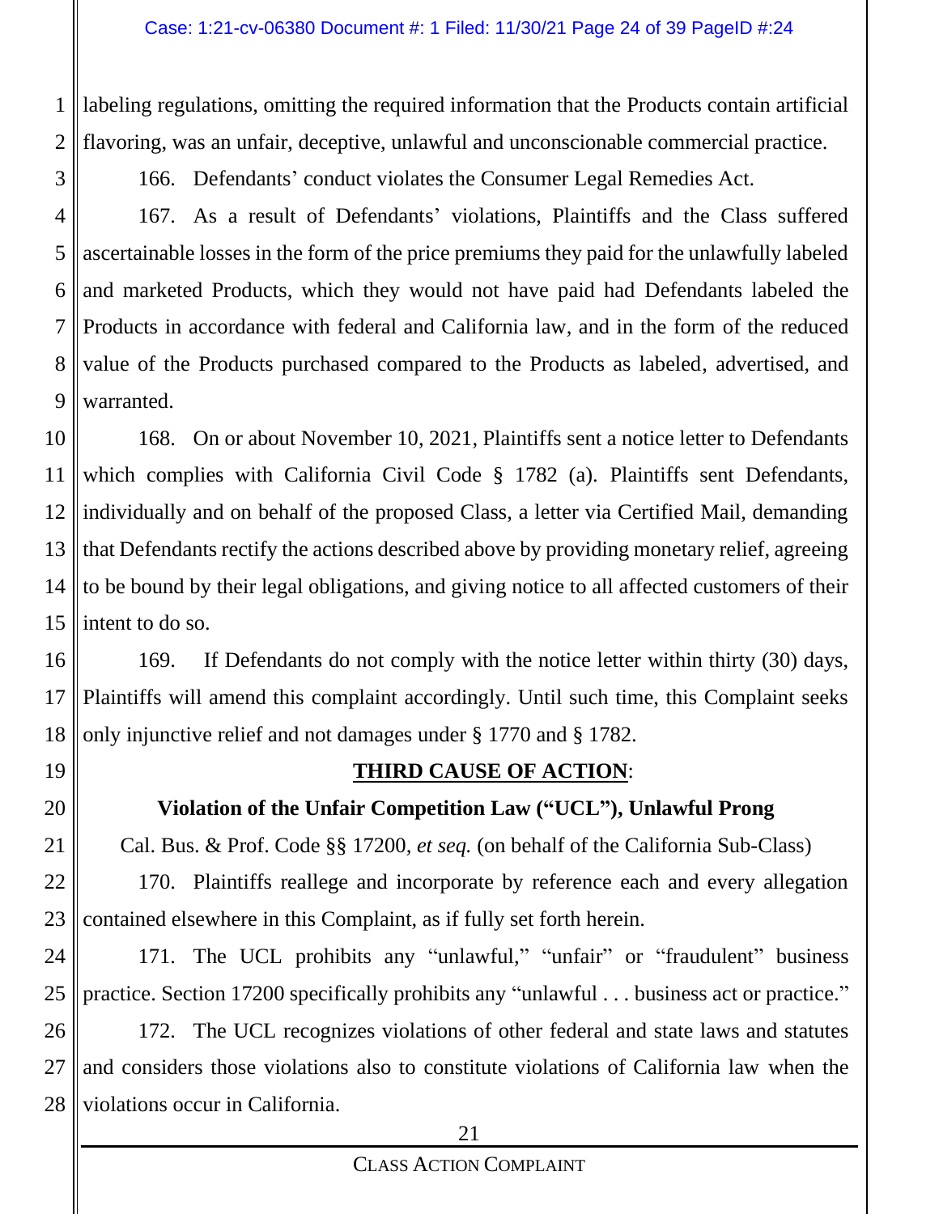labeling regulations, omitting the required information that the Products contain artificial flavoring, was an unfair, deceptive, unlawful and unconscionable commercial practice.

166. Defendants' conduct violates the Consumer Legal Remedies Act.

167. As a result of Defendants' violations, Plaintiffs and the Class suffered ascertainable losses in the form of the price premiums they paid for the unlawfully labeled and marketed Products, which they would not have paid had Defendants labeled the Products in accordance with federal and California law, and in the form of the reduced value of the Products purchased compared to the Products as labeled, advertised, and warranted.

168. On or about November 10, 2021, Plaintiffs sent a notice letter to Defendants which complies with California Civil Code § 1782 (a). Plaintiffs sent Defendants, individually and on behalf of the proposed Class, a letter via Certified Mail, demanding that Defendants rectify the actions described above by providing monetary relief, agreeing to be bound by their legal obligations, and giving notice to all affected customers of their intent to do so.

169. If Defendants do not comply with the notice letter within thirty (30) days, Plaintiffs will amend this complaint accordingly. Until such time, this Complaint seeks only injunctive relief and not damages under § 1770 and § 1782.

**THIRD CAUSE OF ACTION:**

**Violation of the Unfair Competition Law ("UCL"), Unlawful Prong**

Cal. Bus. & Prof. Code §§ 17200, *et seq.* (on behalf of the California Sub-Class)

170. Plaintiffs reallege and incorporate by reference each and every allegation contained elsewhere in this Complaint, as if fully set forth herein.

171. The UCL prohibits any "unlawful," "unfair" or "fraudulent" business practice. Section 17200 specifically prohibits any "unlawful . . . business act or practice."

172. The UCL recognizes violations of other federal and state laws and statutes and considers those violations also to constitute violations of California law when the violations occur in California.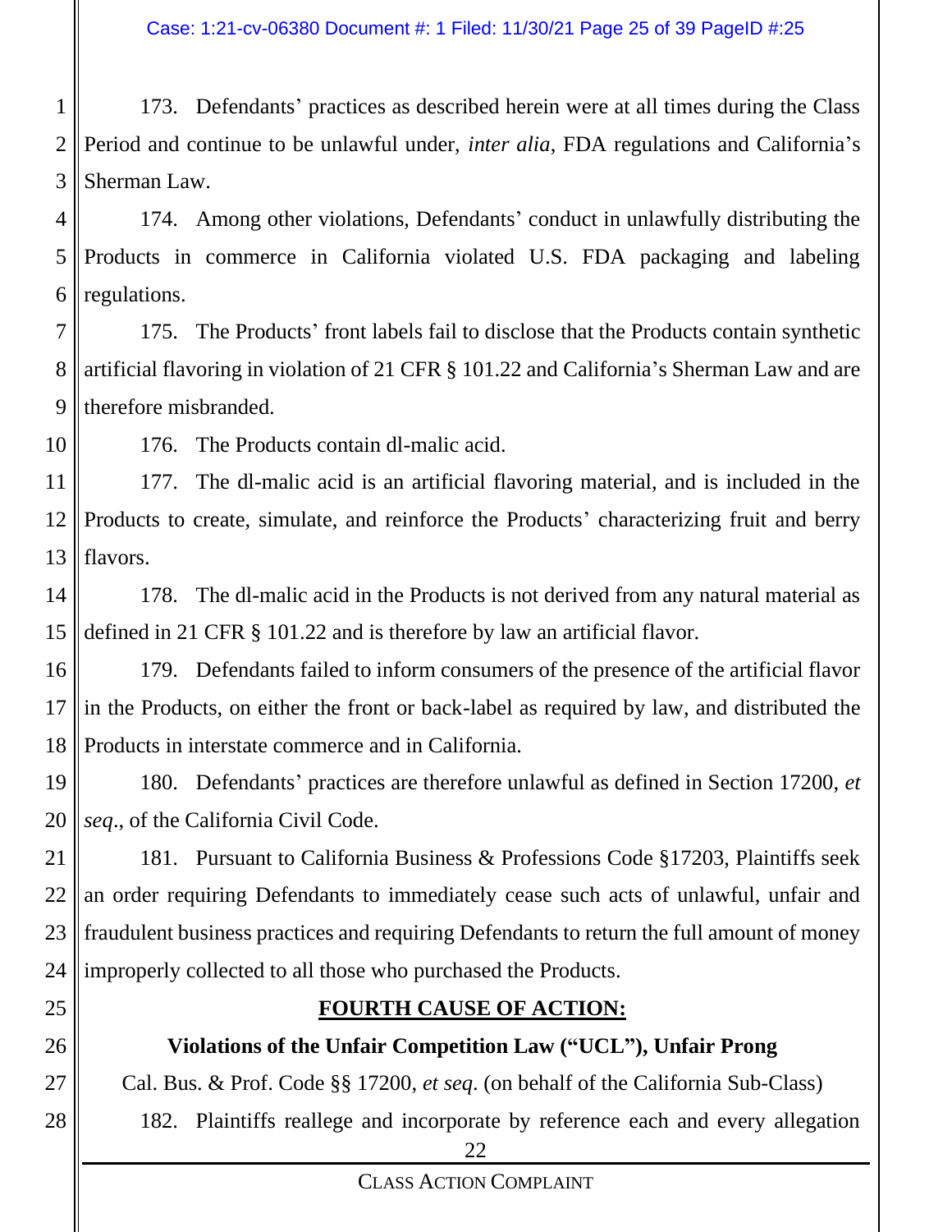173. Defendants' practices as described herein were at all times during the Class Period and continue to be unlawful under, *inter alia*, FDA regulations and California's Sherman Law.

174. Among other violations, Defendants' conduct in unlawfully distributing the Products in commerce in California violated U.S. FDA packaging and labeling regulations.

175. The Products' front labels fail to disclose that the Products contain synthetic artificial flavoring in violation of 21 CFR § 101.22 and California's Sherman Law and are therefore misbranded.

176. The Products contain dl-malic acid.

177. The dl-malic acid is an artificial flavoring material, and is included in the Products to create, simulate, and reinforce the Products' characterizing fruit and berry flavors.

178. The dl-malic acid in the Products is not derived from any natural material as defined in 21 CFR § 101.22 and is therefore by law an artificial flavor.

179. Defendants failed to inform consumers of the presence of the artificial flavor in the Products, on either the front or back-label as required by law, and distributed the Products in interstate commerce and in California.

180. Defendants' practices are therefore unlawful as defined in Section 17200, *et seq*., of the California Civil Code.

181. Pursuant to California Business & Professions Code §17203, Plaintiffs seek an order requiring Defendants to immediately cease such acts of unlawful, unfair and fraudulent business practices and requiring Defendants to return the full amount of money improperly collected to all those who purchased the Products.

## FOURTH CAUSE OF ACTION:

**Violations of the Unfair Competition Law ("UCL"), Unfair Prong**

Cal. Bus. & Prof. Code §§ 17200, *et seq*. (on behalf of the California Sub-Class)

182. Plaintiffs reallege and incorporate by reference each and every allegation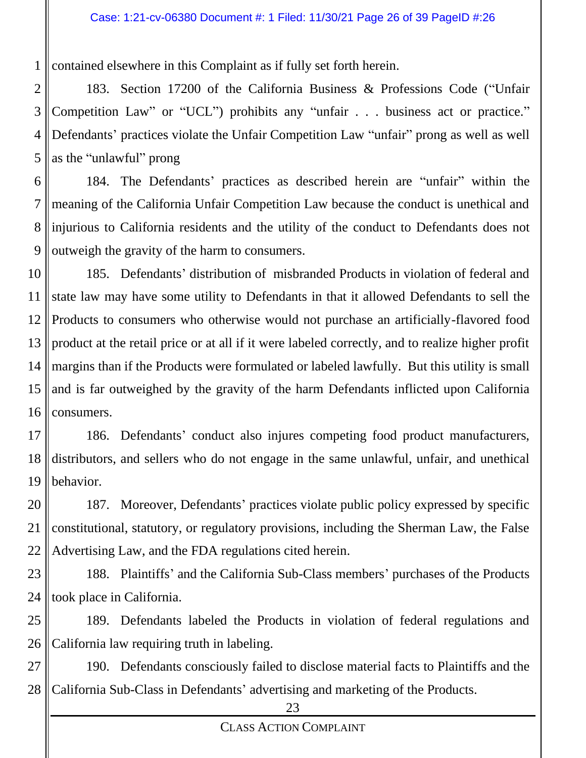contained elsewhere in this Complaint as if fully set forth herein.

183. Section 17200 of the California Business & Professions Code ("Unfair Competition Law" or "UCL") prohibits any "unfair . . . business act or practice." Defendants' practices violate the Unfair Competition Law "unfair" prong as well as well as the "unlawful" prong

184. The Defendants' practices as described herein are "unfair" within the meaning of the California Unfair Competition Law because the conduct is unethical and injurious to California residents and the utility of the conduct to Defendants does not outweigh the gravity of the harm to consumers.

185. Defendants' distribution of misbranded Products in violation of federal and state law may have some utility to Defendants in that it allowed Defendants to sell the Products to consumers who otherwise would not purchase an artificially-flavored food product at the retail price or at all if it were labeled correctly, and to realize higher profit margins than if the Products were formulated or labeled lawfully. But this utility is small and is far outweighed by the gravity of the harm Defendants inflicted upon California consumers.

186. Defendants' conduct also injures competing food product manufacturers, distributors, and sellers who do not engage in the same unlawful, unfair, and unethical behavior.

187. Moreover, Defendants' practices violate public policy expressed by specific constitutional, statutory, or regulatory provisions, including the Sherman Law, the False Advertising Law, and the FDA regulations cited herein.

188. Plaintiffs' and the California Sub-Class members' purchases of the Products took place in California.

189. Defendants labeled the Products in violation of federal regulations and California law requiring truth in labeling.

190. Defendants consciously failed to disclose material facts to Plaintiffs and the California Sub-Class in Defendants' advertising and marketing of the Products.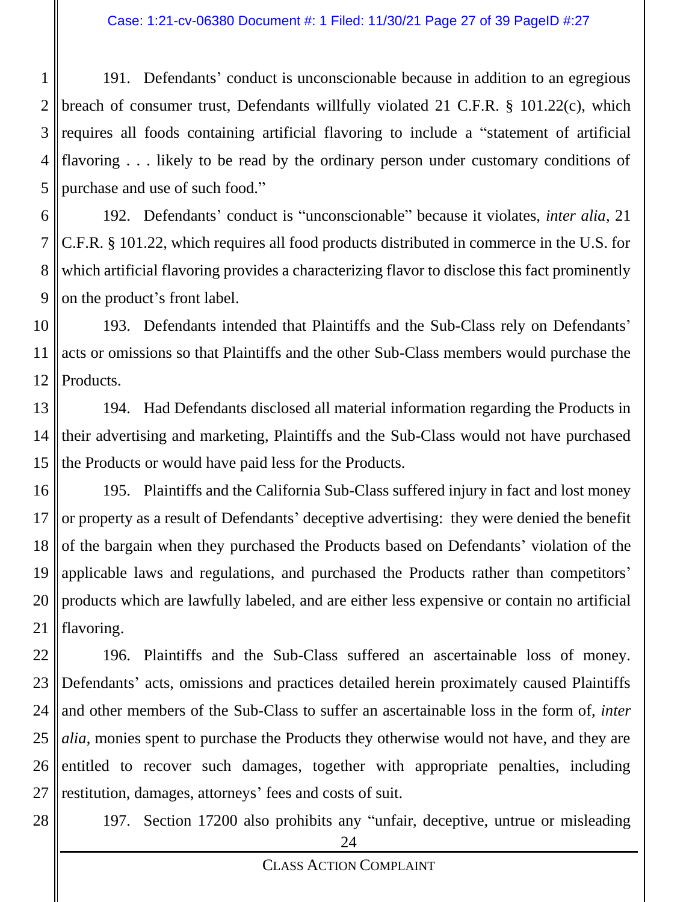191. Defendants' conduct is unconscionable because in addition to an egregious breach of consumer trust, Defendants willfully violated 21 C.F.R. § 101.22(c), which requires all foods containing artificial flavoring to include a "statement of artificial flavoring . . . likely to be read by the ordinary person under customary conditions of purchase and use of such food."

192. Defendants' conduct is "unconscionable" because it violates, *inter alia*, 21 C.F.R. § 101.22, which requires all food products distributed in commerce in the U.S. for which artificial flavoring provides a characterizing flavor to disclose this fact prominently on the product's front label.

193. Defendants intended that Plaintiffs and the Sub-Class rely on Defendants' acts or omissions so that Plaintiffs and the other Sub-Class members would purchase the Products.

194. Had Defendants disclosed all material information regarding the Products in their advertising and marketing, Plaintiffs and the Sub-Class would not have purchased the Products or would have paid less for the Products.

195. Plaintiffs and the California Sub-Class suffered injury in fact and lost money or property as a result of Defendants' deceptive advertising: they were denied the benefit of the bargain when they purchased the Products based on Defendants' violation of the applicable laws and regulations, and purchased the Products rather than competitors' products which are lawfully labeled, and are either less expensive or contain no artificial flavoring.

196. Plaintiffs and the Sub-Class suffered an ascertainable loss of money. Defendants' acts, omissions and practices detailed herein proximately caused Plaintiffs and other members of the Sub-Class to suffer an ascertainable loss in the form of, *inter alia*, monies spent to purchase the Products they otherwise would not have, and they are entitled to recover such damages, together with appropriate penalties, including restitution, damages, attorneys' fees and costs of suit.

197. Section 17200 also prohibits any "unfair, deceptive, untrue or misleading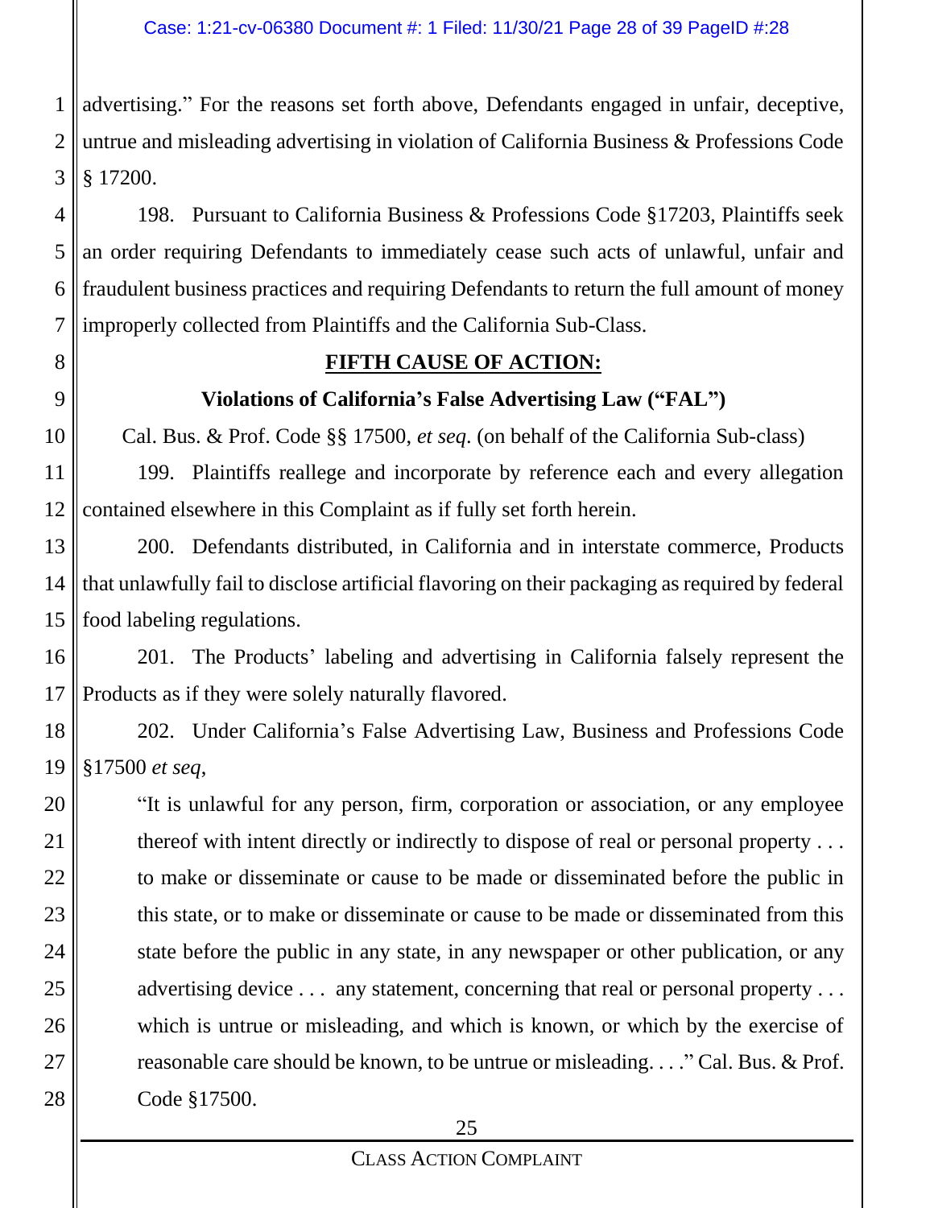advertising." For the reasons set forth above, Defendants engaged in unfair, deceptive, untrue and misleading advertising in violation of California Business & Professions Code § 17200.

198. Pursuant to California Business & Professions Code §17203, Plaintiffs seek an order requiring Defendants to immediately cease such acts of unlawful, unfair and fraudulent business practices and requiring Defendants to return the full amount of money improperly collected from Plaintiffs and the California Sub-Class.

**FIFTH CAUSE OF ACTION:**

**Violations of California's False Advertising Law ("FAL")**

Cal. Bus. & Prof. Code §§ 17500, *et seq*. (on behalf of the California Sub-class)

199. Plaintiffs reallege and incorporate by reference each and every allegation contained elsewhere in this Complaint as if fully set forth herein.

200. Defendants distributed, in California and in interstate commerce, Products that unlawfully fail to disclose artificial flavoring on their packaging as required by federal food labeling regulations.

201. The Products' labeling and advertising in California falsely represent the Products as if they were solely naturally flavored.

202. Under California's False Advertising Law, Business and Professions Code §17500 *et seq*,

> "It is unlawful for any person, firm, corporation or association, or any employee thereof with intent directly or indirectly to dispose of real or personal property . . . to make or disseminate or cause to be made or disseminated before the public in this state, or to make or disseminate or cause to be made or disseminated from this state before the public in any state, in any newspaper or other publication, or any advertising device . . . any statement, concerning that real or personal property . . . which is untrue or misleading, and which is known, or which by the exercise of reasonable care should be known, to be untrue or misleading. . . ." Cal. Bus. & Prof. Code §17500.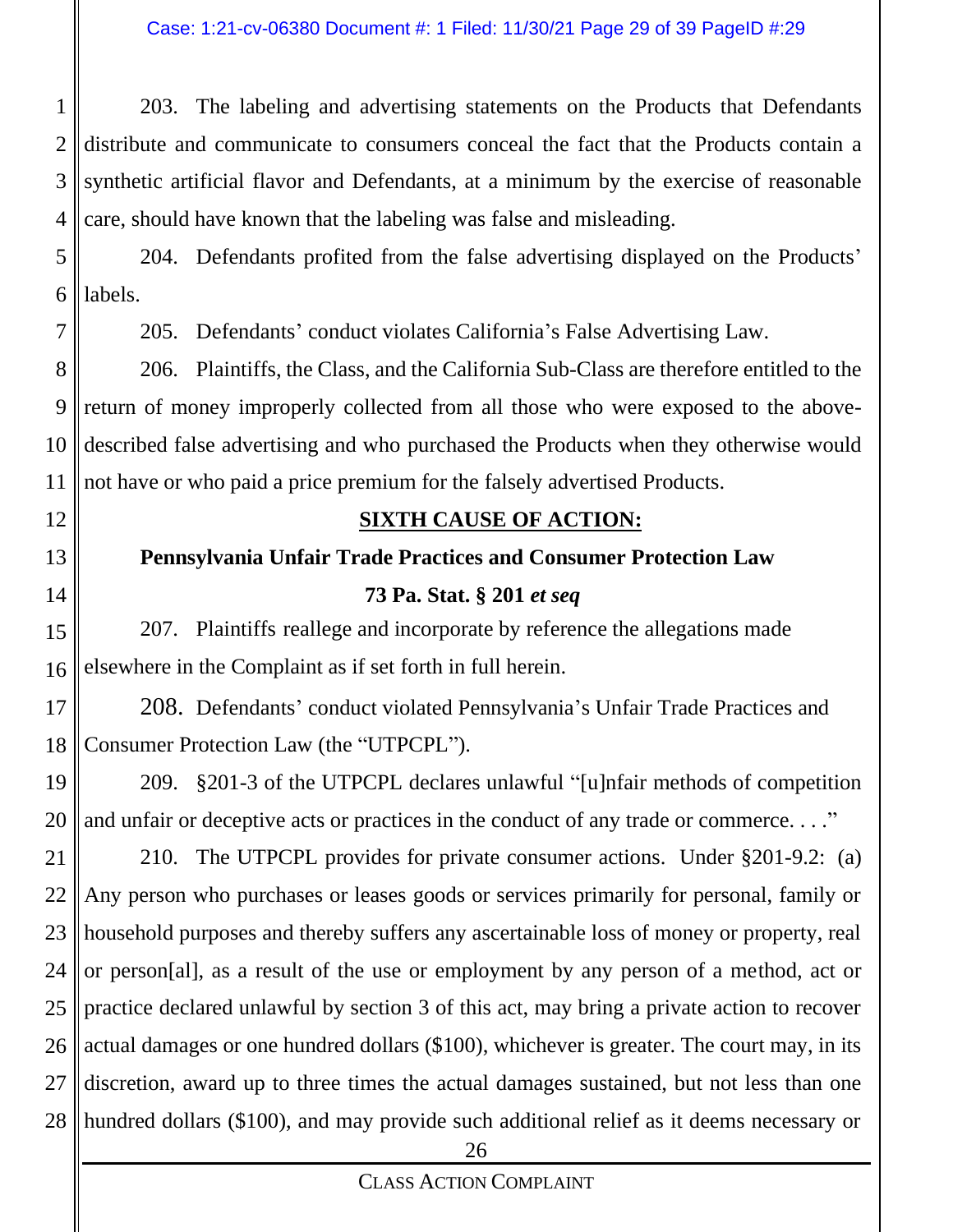203. The labeling and advertising statements on the Products that Defendants distribute and communicate to consumers conceal the fact that the Products contain a synthetic artificial flavor and Defendants, at a minimum by the exercise of reasonable care, should have known that the labeling was false and misleading.

204. Defendants profited from the false advertising displayed on the Products' labels.

205. Defendants' conduct violates California's False Advertising Law.

206. Plaintiffs, the Class, and the California Sub-Class are therefore entitled to the return of money improperly collected from all those who were exposed to the above-described false advertising and who purchased the Products when they otherwise would not have or who paid a price premium for the falsely advertised Products.

## SIXTH CAUSE OF ACTION:

### Pennsylvania Unfair Trade Practices and Consumer Protection Law

### 73 Pa. Stat. § 201 *et seq*

207. Plaintiffs reallege and incorporate by reference the allegations made elsewhere in the Complaint as if set forth in full herein.

208. Defendants' conduct violated Pennsylvania's Unfair Trade Practices and Consumer Protection Law (the "UTPCPL").

209. §201-3 of the UTPCPL declares unlawful "[u]nfair methods of competition and unfair or deceptive acts or practices in the conduct of any trade or commerce. . . ."

210. The UTPCPL provides for private consumer actions. Under §201-9.2: (a) Any person who purchases or leases goods or services primarily for personal, family or household purposes and thereby suffers any ascertainable loss of money or property, real or person[al], as a result of the use or employment by any person of a method, act or practice declared unlawful by section 3 of this act, may bring a private action to recover actual damages or one hundred dollars ($100), whichever is greater. The court may, in its discretion, award up to three times the actual damages sustained, but not less than one hundred dollars ($100), and may provide such additional relief as it deems necessary or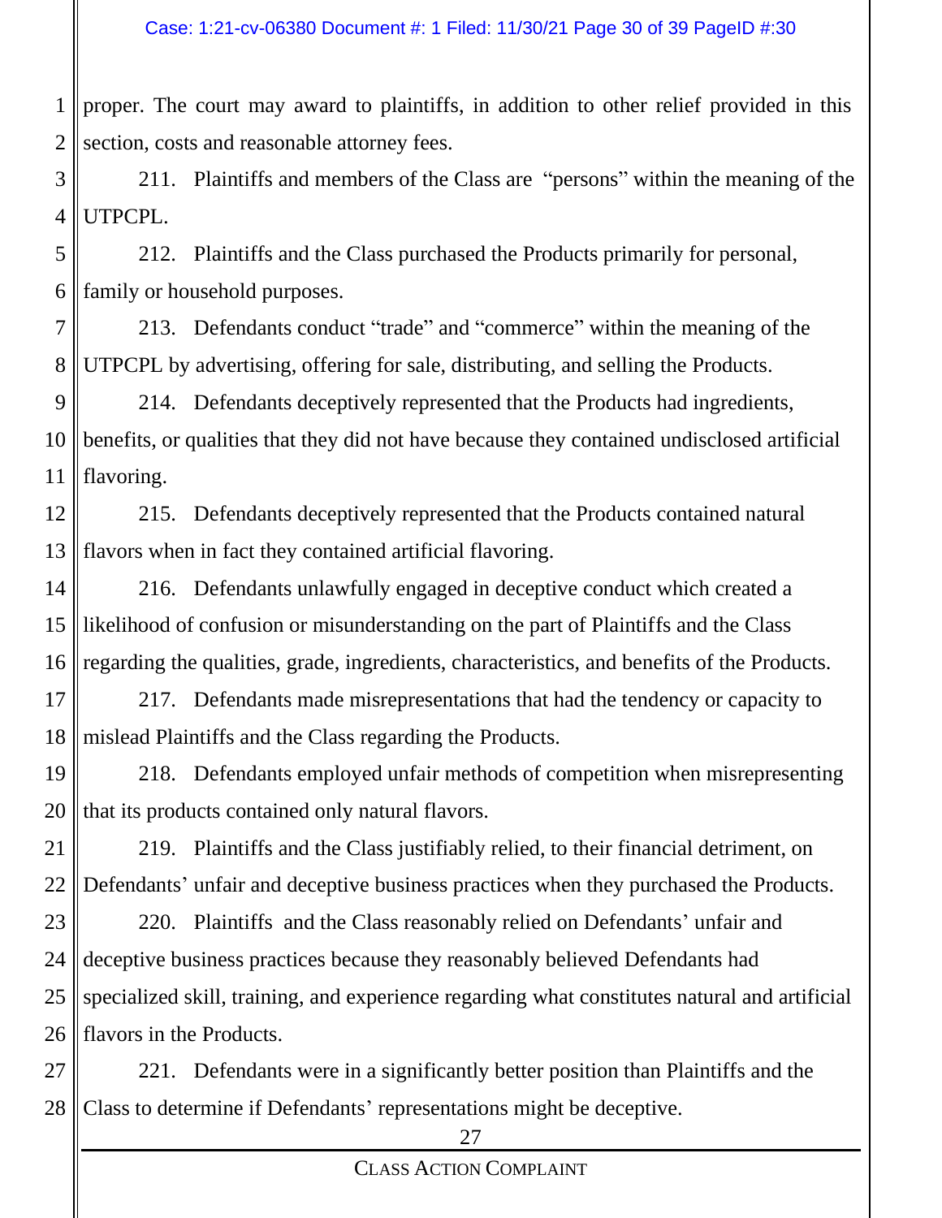proper. The court may award to plaintiffs, in addition to other relief provided in this section, costs and reasonable attorney fees.

211. Plaintiffs and members of the Class are "persons" within the meaning of the UTPCPL.

212. Plaintiffs and the Class purchased the Products primarily for personal, family or household purposes.

213. Defendants conduct "trade" and "commerce" within the meaning of the UTPCPL by advertising, offering for sale, distributing, and selling the Products.

214. Defendants deceptively represented that the Products had ingredients, benefits, or qualities that they did not have because they contained undisclosed artificial flavoring.

215. Defendants deceptively represented that the Products contained natural flavors when in fact they contained artificial flavoring.

216. Defendants unlawfully engaged in deceptive conduct which created a likelihood of confusion or misunderstanding on the part of Plaintiffs and the Class regarding the qualities, grade, ingredients, characteristics, and benefits of the Products.

217. Defendants made misrepresentations that had the tendency or capacity to mislead Plaintiffs and the Class regarding the Products.

218. Defendants employed unfair methods of competition when misrepresenting that its products contained only natural flavors.

219. Plaintiffs and the Class justifiably relied, to their financial detriment, on Defendants' unfair and deceptive business practices when they purchased the Products.

220. Plaintiffs and the Class reasonably relied on Defendants' unfair and deceptive business practices because they reasonably believed Defendants had specialized skill, training, and experience regarding what constitutes natural and artificial flavors in the Products.

221. Defendants were in a significantly better position than Plaintiffs and the Class to determine if Defendants' representations might be deceptive.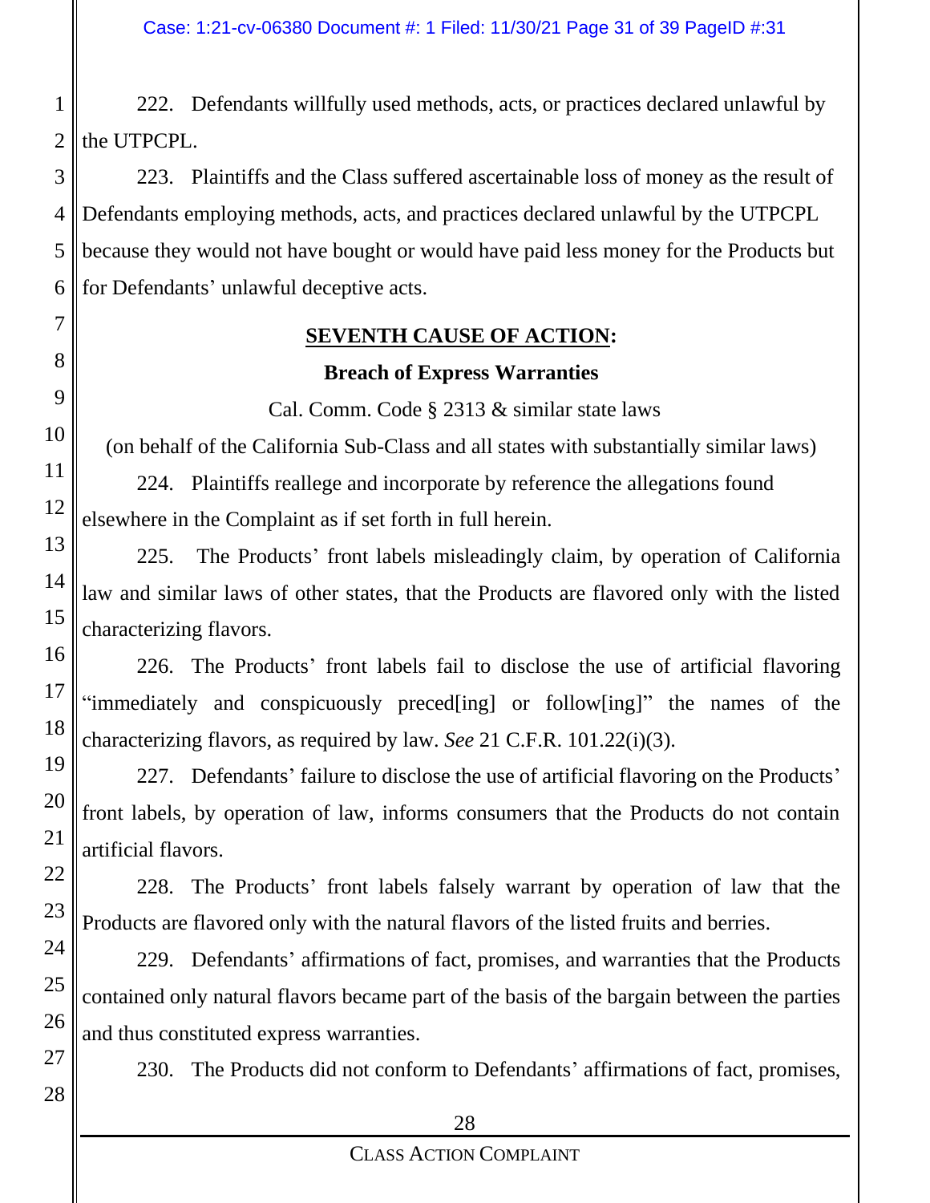222. Defendants willfully used methods, acts, or practices declared unlawful by the UTPCPL.

223. Plaintiffs and the Class suffered ascertainable loss of money as the result of Defendants employing methods, acts, and practices declared unlawful by the UTPCPL because they would not have bought or would have paid less money for the Products but for Defendants' unlawful deceptive acts.

## **SEVENTH CAUSE OF ACTION:**

### **Breach of Express Warranties**

Cal. Comm. Code § 2313 & similar state laws

(on behalf of the California Sub-Class and all states with substantially similar laws)

224. Plaintiffs reallege and incorporate by reference the allegations found elsewhere in the Complaint as if set forth in full herein.

225. The Products' front labels misleadingly claim, by operation of California law and similar laws of other states, that the Products are flavored only with the listed characterizing flavors.

226. The Products' front labels fail to disclose the use of artificial flavoring "immediately and conspicuously preced[ing] or follow[ing]" the names of the characterizing flavors, as required by law. *See* 21 C.F.R. 101.22(i)(3).

227. Defendants' failure to disclose the use of artificial flavoring on the Products' front labels, by operation of law, informs consumers that the Products do not contain artificial flavors.

228. The Products' front labels falsely warrant by operation of law that the Products are flavored only with the natural flavors of the listed fruits and berries.

229. Defendants' affirmations of fact, promises, and warranties that the Products contained only natural flavors became part of the basis of the bargain between the parties and thus constituted express warranties.

230. The Products did not conform to Defendants' affirmations of fact, promises,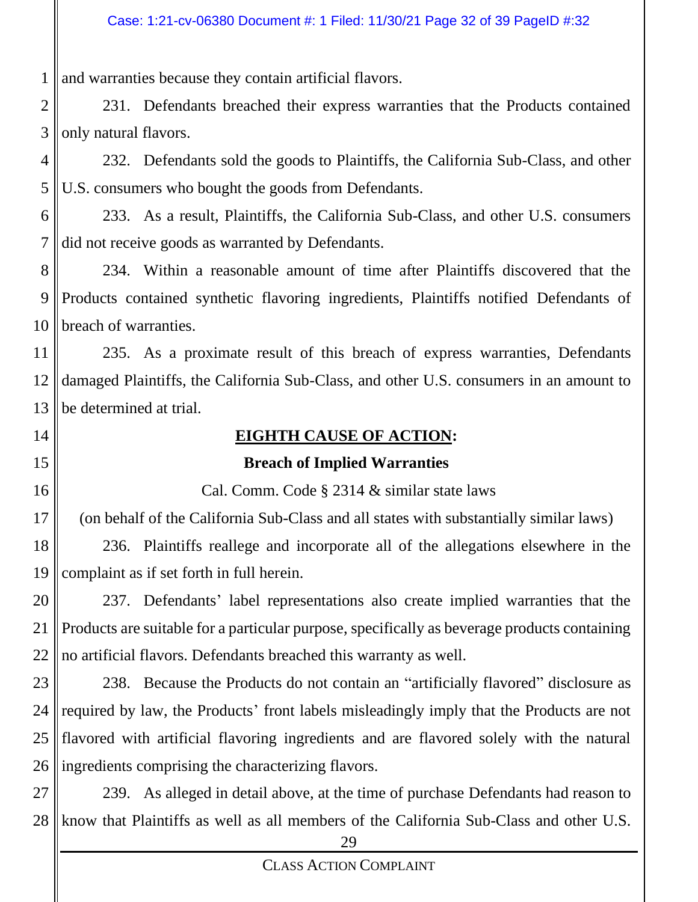and warranties because they contain artificial flavors.

231. Defendants breached their express warranties that the Products contained only natural flavors.

232. Defendants sold the goods to Plaintiffs, the California Sub-Class, and other U.S. consumers who bought the goods from Defendants.

233. As a result, Plaintiffs, the California Sub-Class, and other U.S. consumers did not receive goods as warranted by Defendants.

234. Within a reasonable amount of time after Plaintiffs discovered that the Products contained synthetic flavoring ingredients, Plaintiffs notified Defendants of breach of warranties.

235. As a proximate result of this breach of express warranties, Defendants damaged Plaintiffs, the California Sub-Class, and other U.S. consumers in an amount to be determined at trial.

## **EIGHTH CAUSE OF ACTION:**

### **Breach of Implied Warranties**

Cal. Comm. Code § 2314 & similar state laws

(on behalf of the California Sub-Class and all states with substantially similar laws)

236. Plaintiffs reallege and incorporate all of the allegations elsewhere in the complaint as if set forth in full herein.

237. Defendants' label representations also create implied warranties that the Products are suitable for a particular purpose, specifically as beverage products containing no artificial flavors. Defendants breached this warranty as well.

238. Because the Products do not contain an "artificially flavored" disclosure as required by law, the Products' front labels misleadingly imply that the Products are not flavored with artificial flavoring ingredients and are flavored solely with the natural ingredients comprising the characterizing flavors.

239. As alleged in detail above, at the time of purchase Defendants had reason to know that Plaintiffs as well as all members of the California Sub-Class and other U.S.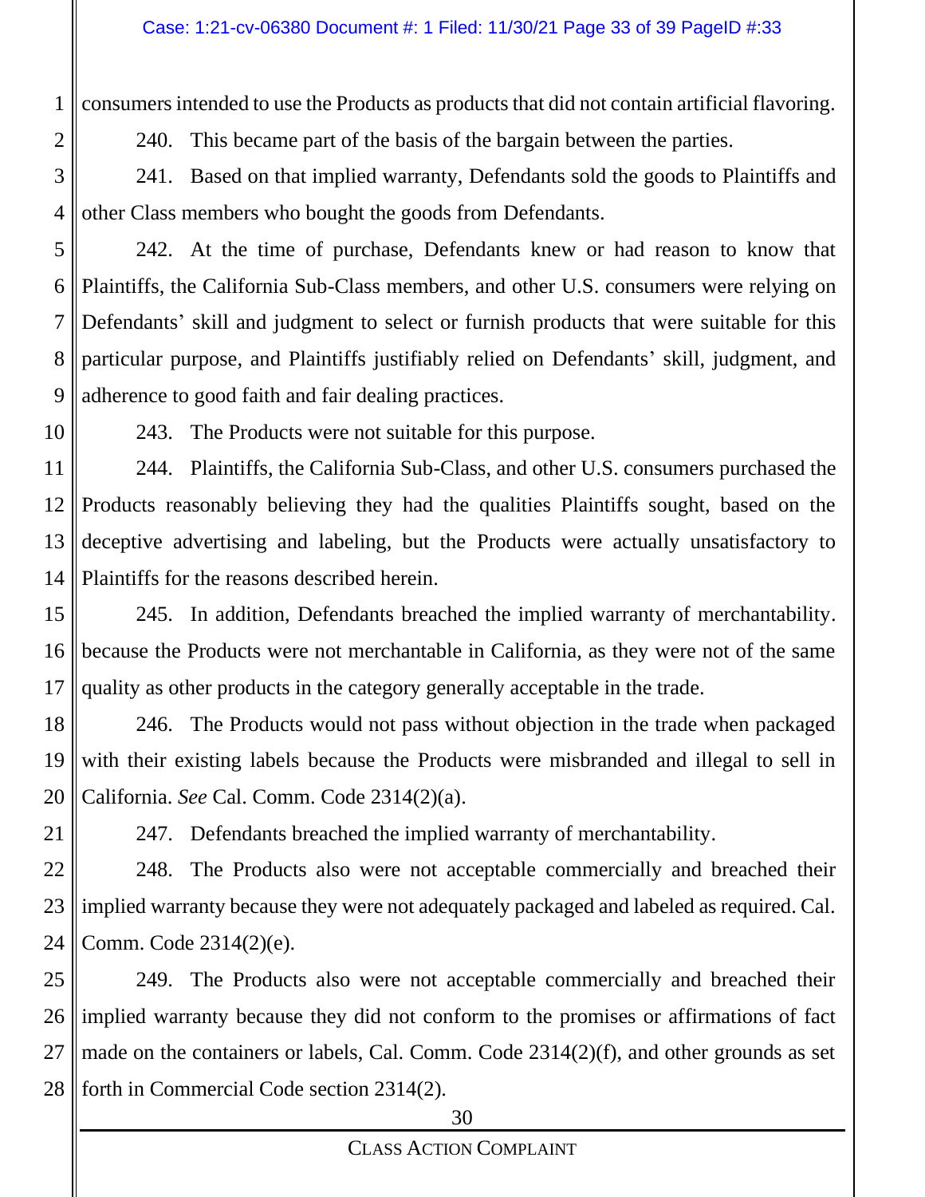consumers intended to use the Products as products that did not contain artificial flavoring.

240. This became part of the basis of the bargain between the parties.

241. Based on that implied warranty, Defendants sold the goods to Plaintiffs and other Class members who bought the goods from Defendants.

242. At the time of purchase, Defendants knew or had reason to know that Plaintiffs, the California Sub-Class members, and other U.S. consumers were relying on Defendants' skill and judgment to select or furnish products that were suitable for this particular purpose, and Plaintiffs justifiably relied on Defendants' skill, judgment, and adherence to good faith and fair dealing practices.

243. The Products were not suitable for this purpose.

244. Plaintiffs, the California Sub-Class, and other U.S. consumers purchased the Products reasonably believing they had the qualities Plaintiffs sought, based on the deceptive advertising and labeling, but the Products were actually unsatisfactory to Plaintiffs for the reasons described herein.

245. In addition, Defendants breached the implied warranty of merchantability. because the Products were not merchantable in California, as they were not of the same quality as other products in the category generally acceptable in the trade.

246. The Products would not pass without objection in the trade when packaged with their existing labels because the Products were misbranded and illegal to sell in California. *See* Cal. Comm. Code 2314(2)(a).

247. Defendants breached the implied warranty of merchantability.

248. The Products also were not acceptable commercially and breached their implied warranty because they were not adequately packaged and labeled as required. Cal. Comm. Code 2314(2)(e).

249. The Products also were not acceptable commercially and breached their implied warranty because they did not conform to the promises or affirmations of fact made on the containers or labels, Cal. Comm. Code 2314(2)(f), and other grounds as set forth in Commercial Code section 2314(2).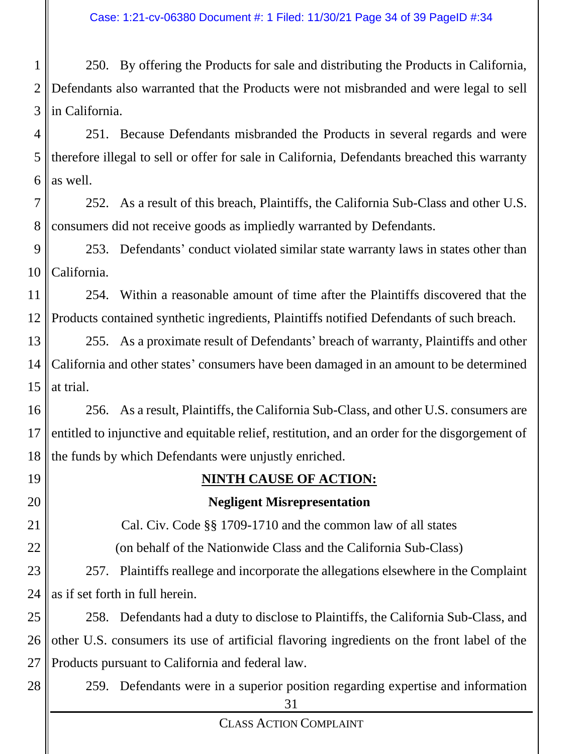250. By offering the Products for sale and distributing the Products in California, Defendants also warranted that the Products were not misbranded and were legal to sell in California.

251. Because Defendants misbranded the Products in several regards and were therefore illegal to sell or offer for sale in California, Defendants breached this warranty as well.

252. As a result of this breach, Plaintiffs, the California Sub-Class and other U.S. consumers did not receive goods as impliedly warranted by Defendants.

253. Defendants' conduct violated similar state warranty laws in states other than California.

254. Within a reasonable amount of time after the Plaintiffs discovered that the Products contained synthetic ingredients, Plaintiffs notified Defendants of such breach.

255. As a proximate result of Defendants' breach of warranty, Plaintiffs and other California and other states' consumers have been damaged in an amount to be determined at trial.

256. As a result, Plaintiffs, the California Sub-Class, and other U.S. consumers are entitled to injunctive and equitable relief, restitution, and an order for the disgorgement of the funds by which Defendants were unjustly enriched.

## NINTH CAUSE OF ACTION:

### Negligent Misrepresentation

Cal. Civ. Code §§ 1709-1710 and the common law of all states

(on behalf of the Nationwide Class and the California Sub-Class)

257. Plaintiffs reallege and incorporate the allegations elsewhere in the Complaint as if set forth in full herein.

258. Defendants had a duty to disclose to Plaintiffs, the California Sub-Class, and other U.S. consumers its use of artificial flavoring ingredients on the front label of the Products pursuant to California and federal law.

259. Defendants were in a superior position regarding expertise and information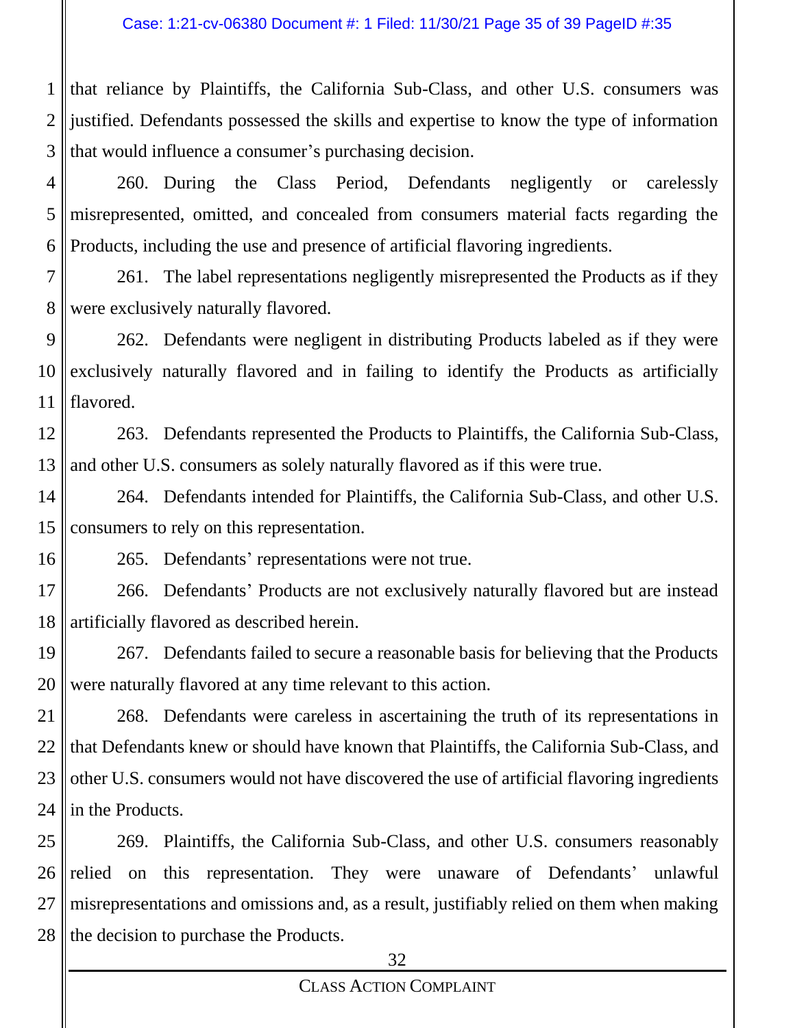that reliance by Plaintiffs, the California Sub-Class, and other U.S. consumers was justified. Defendants possessed the skills and expertise to know the type of information that would influence a consumer's purchasing decision.

260. During the Class Period, Defendants negligently or carelessly misrepresented, omitted, and concealed from consumers material facts regarding the Products, including the use and presence of artificial flavoring ingredients.

261. The label representations negligently misrepresented the Products as if they were exclusively naturally flavored.

262. Defendants were negligent in distributing Products labeled as if they were exclusively naturally flavored and in failing to identify the Products as artificially flavored.

263. Defendants represented the Products to Plaintiffs, the California Sub-Class, and other U.S. consumers as solely naturally flavored as if this were true.

264. Defendants intended for Plaintiffs, the California Sub-Class, and other U.S. consumers to rely on this representation.

265. Defendants' representations were not true.

266. Defendants' Products are not exclusively naturally flavored but are instead artificially flavored as described herein.

267. Defendants failed to secure a reasonable basis for believing that the Products were naturally flavored at any time relevant to this action.

268. Defendants were careless in ascertaining the truth of its representations in that Defendants knew or should have known that Plaintiffs, the California Sub-Class, and other U.S. consumers would not have discovered the use of artificial flavoring ingredients in the Products.

269. Plaintiffs, the California Sub-Class, and other U.S. consumers reasonably relied on this representation. They were unaware of Defendants' unlawful misrepresentations and omissions and, as a result, justifiably relied on them when making the decision to purchase the Products.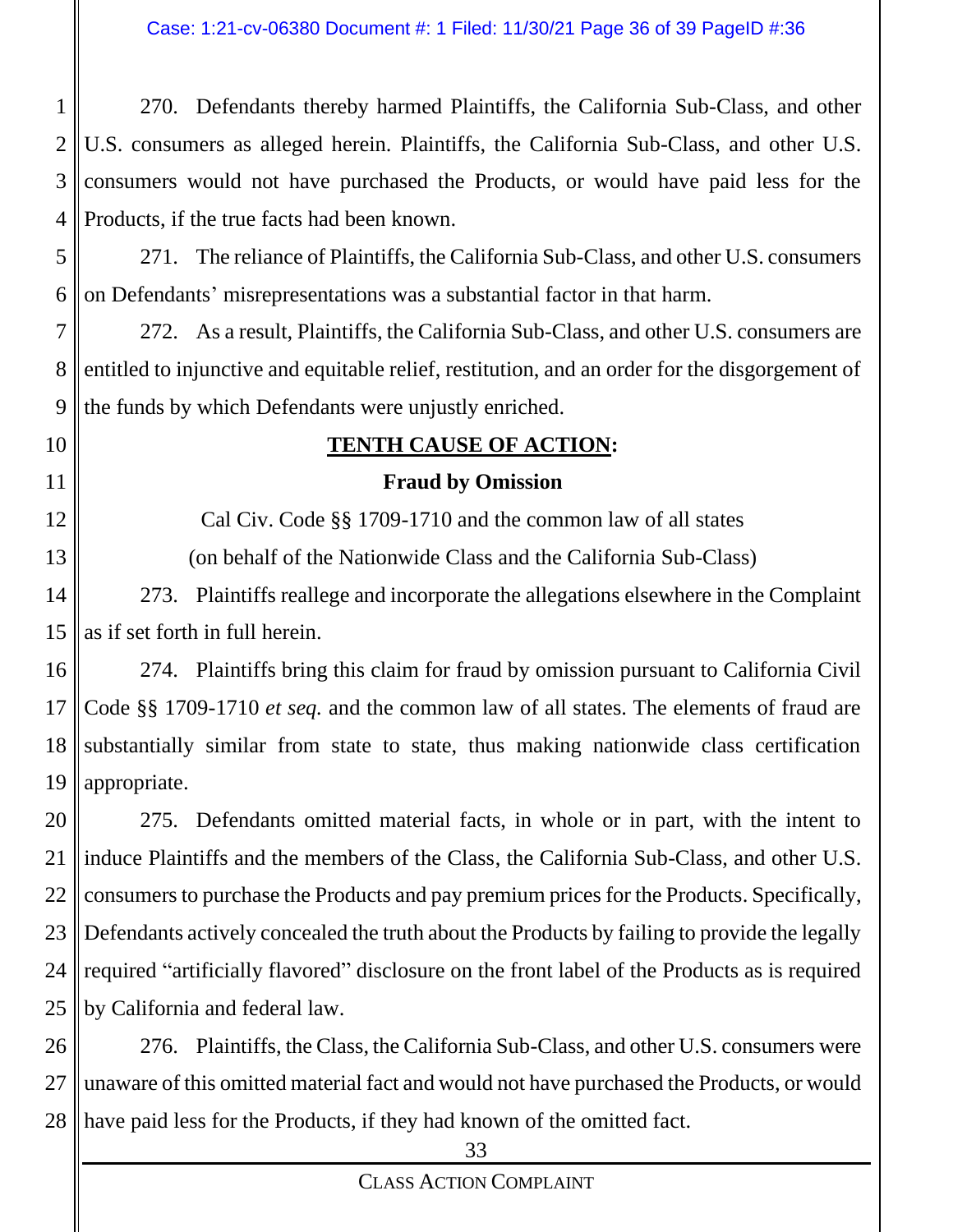270. Defendants thereby harmed Plaintiffs, the California Sub-Class, and other U.S. consumers as alleged herein. Plaintiffs, the California Sub-Class, and other U.S. consumers would not have purchased the Products, or would have paid less for the Products, if the true facts had been known.

271. The reliance of Plaintiffs, the California Sub-Class, and other U.S. consumers on Defendants' misrepresentations was a substantial factor in that harm.

272. As a result, Plaintiffs, the California Sub-Class, and other U.S. consumers are entitled to injunctive and equitable relief, restitution, and an order for the disgorgement of the funds by which Defendants were unjustly enriched.

**TENTH CAUSE OF ACTION:**

**Fraud by Omission**

Cal Civ. Code §§ 1709-1710 and the common law of all states

(on behalf of the Nationwide Class and the California Sub-Class)

273. Plaintiffs reallege and incorporate the allegations elsewhere in the Complaint as if set forth in full herein.

274. Plaintiffs bring this claim for fraud by omission pursuant to California Civil Code §§ 1709-1710 *et seq.* and the common law of all states. The elements of fraud are substantially similar from state to state, thus making nationwide class certification appropriate.

275. Defendants omitted material facts, in whole or in part, with the intent to induce Plaintiffs and the members of the Class, the California Sub-Class, and other U.S. consumers to purchase the Products and pay premium prices for the Products. Specifically, Defendants actively concealed the truth about the Products by failing to provide the legally required "artificially flavored" disclosure on the front label of the Products as is required by California and federal law.

276. Plaintiffs, the Class, the California Sub-Class, and other U.S. consumers were unaware of this omitted material fact and would not have purchased the Products, or would have paid less for the Products, if they had known of the omitted fact.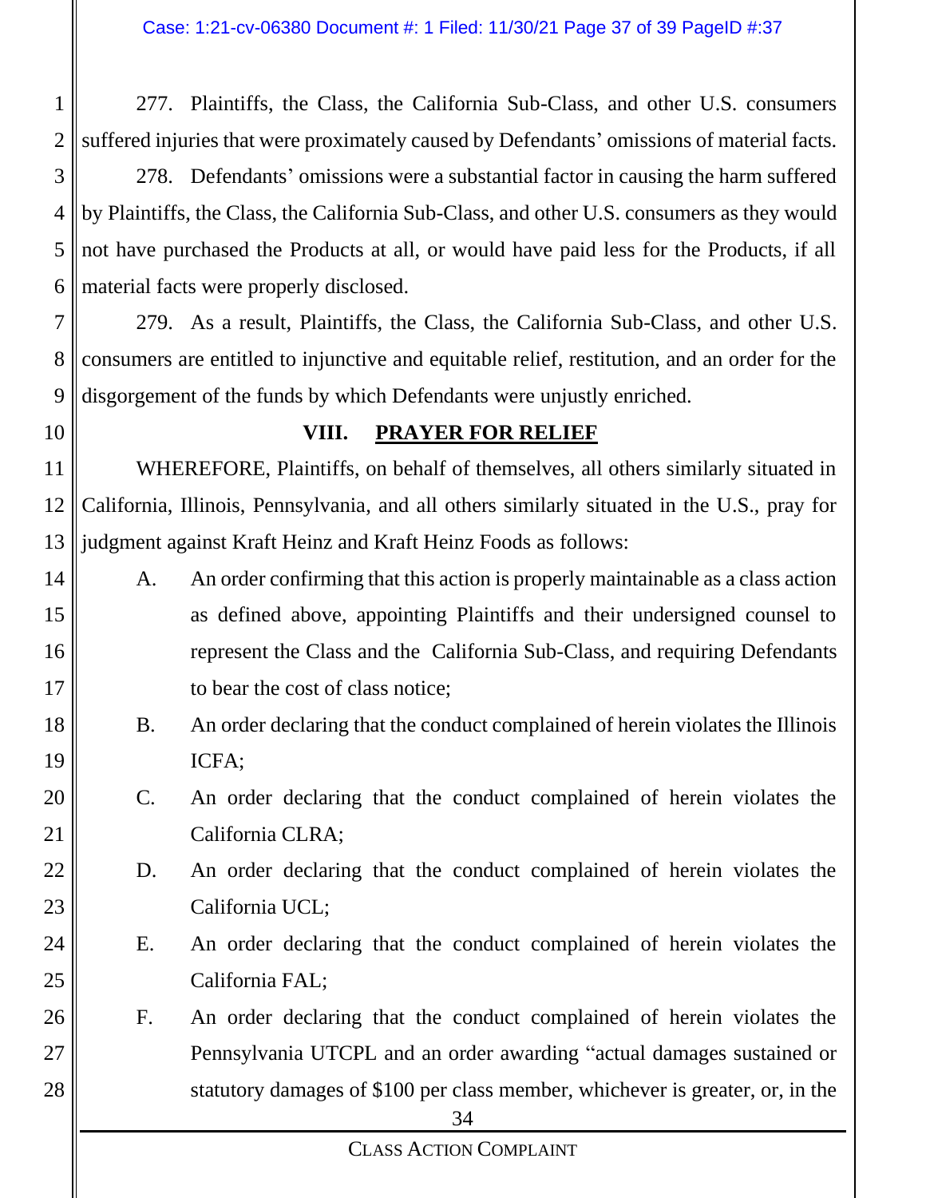277. Plaintiffs, the Class, the California Sub-Class, and other U.S. consumers suffered injuries that were proximately caused by Defendants' omissions of material facts.

278. Defendants' omissions were a substantial factor in causing the harm suffered by Plaintiffs, the Class, the California Sub-Class, and other U.S. consumers as they would not have purchased the Products at all, or would have paid less for the Products, if all material facts were properly disclosed.

279. As a result, Plaintiffs, the Class, the California Sub-Class, and other U.S. consumers are entitled to injunctive and equitable relief, restitution, and an order for the disgorgement of the funds by which Defendants were unjustly enriched.

## VIII. PRAYER FOR RELIEF

WHEREFORE, Plaintiffs, on behalf of themselves, all others similarly situated in California, Illinois, Pennsylvania, and all others similarly situated in the U.S., pray for judgment against Kraft Heinz and Kraft Heinz Foods as follows:

A. An order confirming that this action is properly maintainable as a class action as defined above, appointing Plaintiffs and their undersigned counsel to represent the Class and the California Sub-Class, and requiring Defendants to bear the cost of class notice;

B. An order declaring that the conduct complained of herein violates the Illinois ICFA;

C. An order declaring that the conduct complained of herein violates the California CLRA;

D. An order declaring that the conduct complained of herein violates the California UCL;

E. An order declaring that the conduct complained of herein violates the California FAL;

F. An order declaring that the conduct complained of herein violates the Pennsylvania UTCPL and an order awarding "actual damages sustained or statutory damages of $100 per class member, whichever is greater, or, in the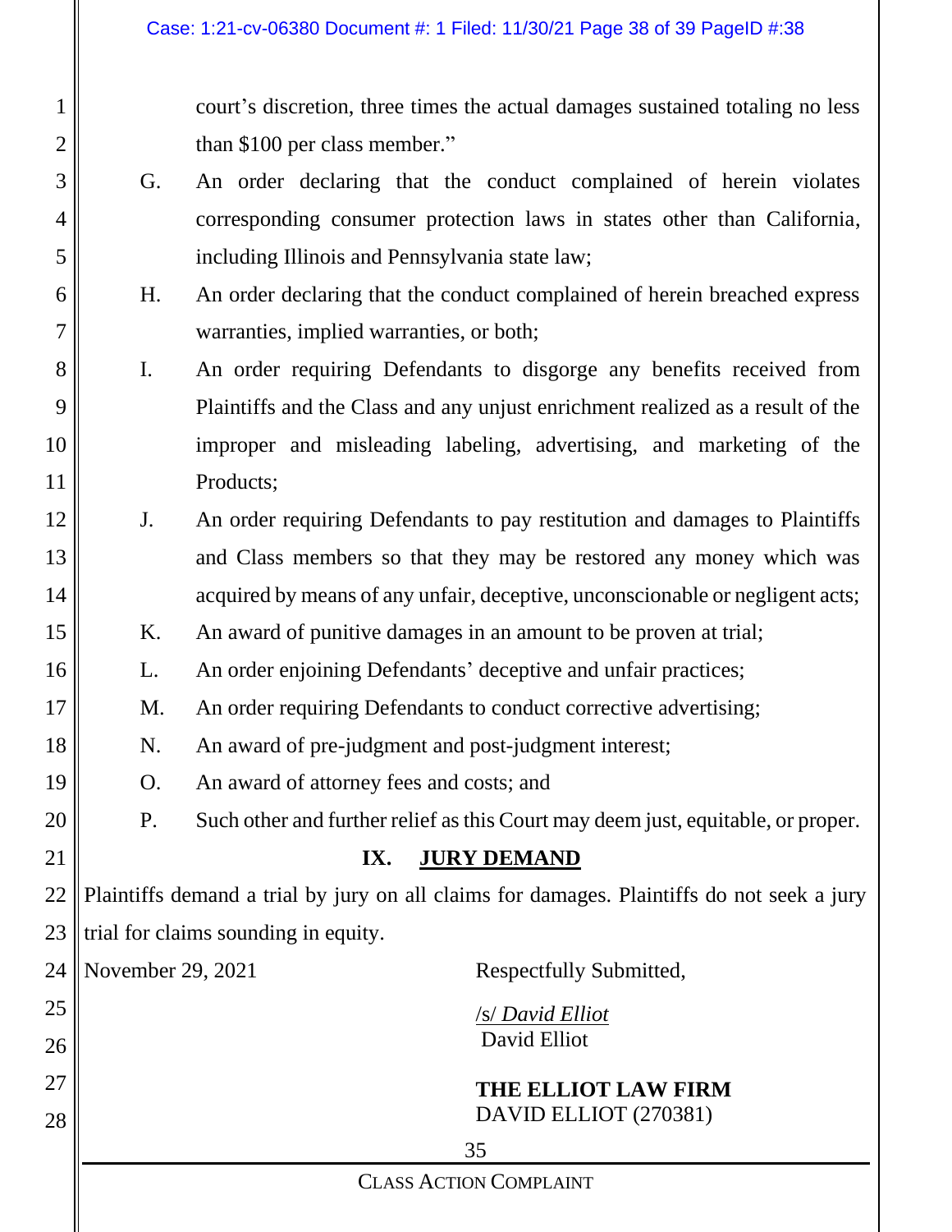court's discretion, three times the actual damages sustained totaling no less than $100 per class member."

G. An order declaring that the conduct complained of herein violates corresponding consumer protection laws in states other than California, including Illinois and Pennsylvania state law;

H. An order declaring that the conduct complained of herein breached express warranties, implied warranties, or both;

I. An order requiring Defendants to disgorge any benefits received from Plaintiffs and the Class and any unjust enrichment realized as a result of the improper and misleading labeling, advertising, and marketing of the Products;

J. An order requiring Defendants to pay restitution and damages to Plaintiffs and Class members so that they may be restored any money which was acquired by means of any unfair, deceptive, unconscionable or negligent acts;

K. An award of punitive damages in an amount to be proven at trial;

L. An order enjoining Defendants' deceptive and unfair practices;

M. An order requiring Defendants to conduct corrective advertising;

N. An award of pre-judgment and post-judgment interest;

O. An award of attorney fees and costs; and

P. Such other and further relief as this Court may deem just, equitable, or proper.

## IX. JURY DEMAND

Plaintiffs demand a trial by jury on all claims for damages. Plaintiffs do not seek a jury trial for claims sounding in equity.

November 29, 2021

Respectfully Submitted,

/s/ *David Elliot*
David Elliot

**THE ELLIOT LAW FIRM**
DAVID ELLIOT (270381)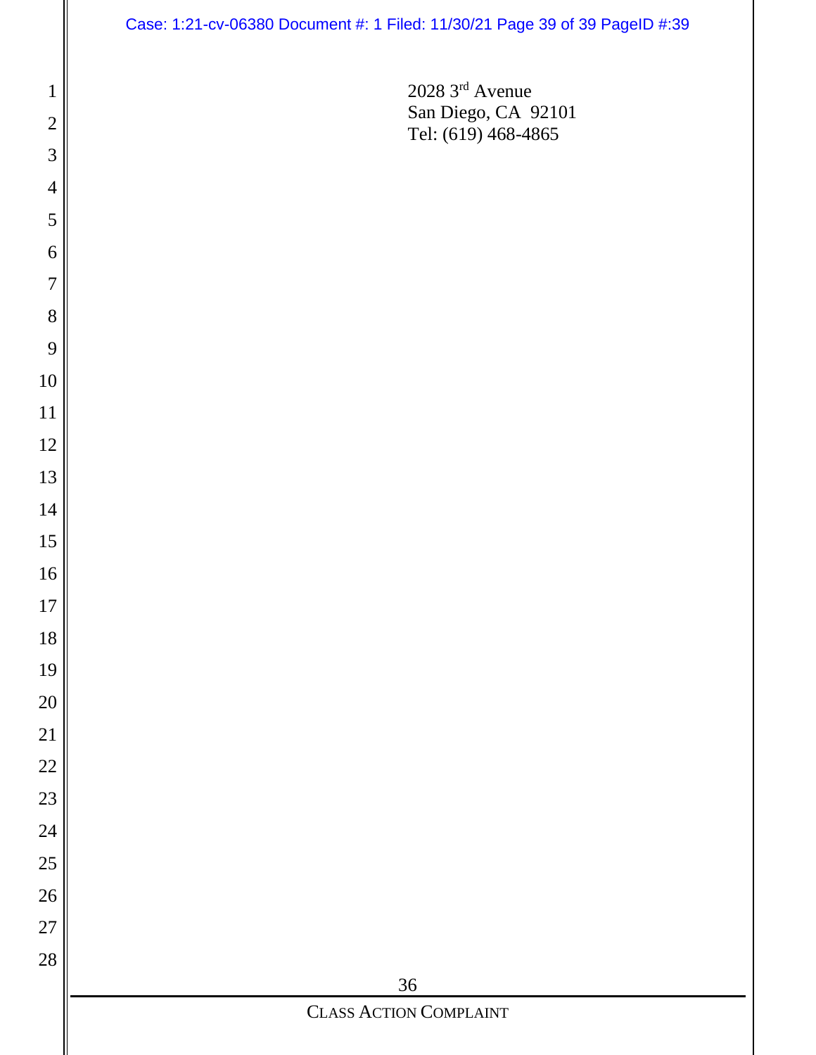2028 3rd Avenue
San Diego, CA 92101
Tel: (619) 468-4865